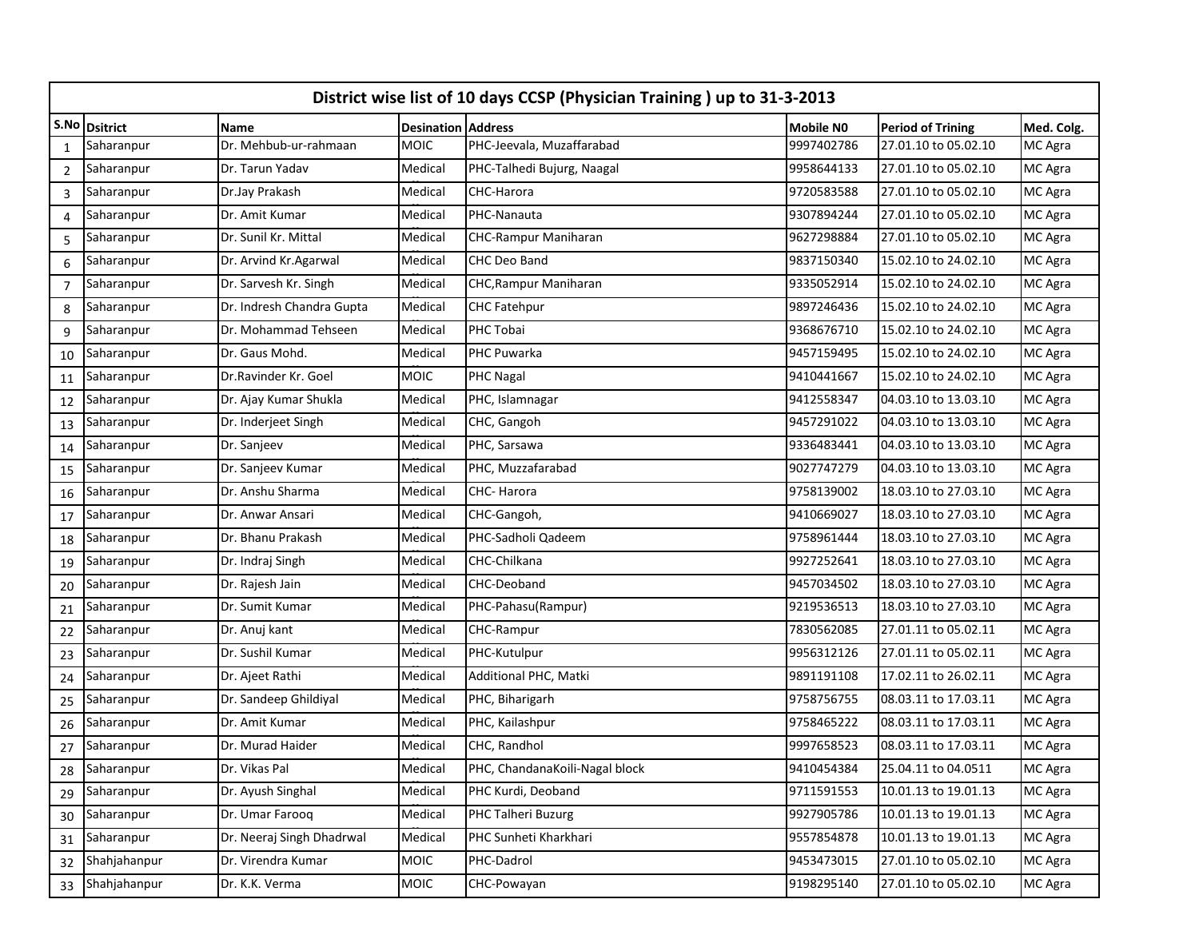| District wise list of 10 days CCSP (Physician Training ) up to 31-3-2013 | | | | | | | |
|---|---|---|---|---|---|---|---|
| S.No | Dsitrict | Name | Desination | Address | Mobile N0 | Period of Trining | Med. Colg. |
| 1 | Saharanpur | Dr. Mehbub-ur-rahmaan | MOIC | PHC-Jeevala, Muzaffarabad | 9997402786 | 27.01.10 to 05.02.10 | MC Agra |
| 2 | Saharanpur | Dr. Tarun Yadav | Medical | PHC-Talhedi Bujurg, Naagal | 9958644133 | 27.01.10 to 05.02.10 | MC Agra |
| 3 | Saharanpur | Dr.Jay Prakash | Medical | CHC-Harora | 9720583588 | 27.01.10 to 05.02.10 | MC Agra |
| 4 | Saharanpur | Dr. Amit Kumar | Medical | PHC-Nanauta | 9307894244 | 27.01.10 to 05.02.10 | MC Agra |
| 5 | Saharanpur | Dr. Sunil Kr. Mittal | Medical | CHC-Rampur Maniharan | 9627298884 | 27.01.10 to 05.02.10 | MC Agra |
| 6 | Saharanpur | Dr. Arvind Kr.Agarwal | Medical | CHC Deo Band | 9837150340 | 15.02.10 to 24.02.10 | MC Agra |
| 7 | Saharanpur | Dr. Sarvesh Kr. Singh | Medical | CHC,Rampur Maniharan | 9335052914 | 15.02.10 to 24.02.10 | MC Agra |
| 8 | Saharanpur | Dr. Indresh Chandra Gupta | Medical | CHC Fatehpur | 9897246436 | 15.02.10 to 24.02.10 | MC Agra |
| 9 | Saharanpur | Dr. Mohammad Tehseen | Medical | PHC Tobai | 9368676710 | 15.02.10 to 24.02.10 | MC Agra |
| 10 | Saharanpur | Dr. Gaus Mohd. | Medical | PHC Puwarka | 9457159495 | 15.02.10 to 24.02.10 | MC Agra |
| 11 | Saharanpur | Dr.Ravinder Kr. Goel | MOIC | PHC Nagal | 9410441667 | 15.02.10 to 24.02.10 | MC Agra |
| 12 | Saharanpur | Dr. Ajay Kumar Shukla | Medical | PHC, Islamnagar | 9412558347 | 04.03.10 to 13.03.10 | MC Agra |
| 13 | Saharanpur | Dr. Inderjeet Singh | Medical | CHC, Gangoh | 9457291022 | 04.03.10 to 13.03.10 | MC Agra |
| 14 | Saharanpur | Dr. Sanjeev | Medical | PHC, Sarsawa | 9336483441 | 04.03.10 to 13.03.10 | MC Agra |
| 15 | Saharanpur | Dr. Sanjeev Kumar | Medical | PHC, Muzzafarabad | 9027747279 | 04.03.10 to 13.03.10 | MC Agra |
| 16 | Saharanpur | Dr. Anshu Sharma | Medical | CHC- Harora | 9758139002 | 18.03.10 to 27.03.10 | MC Agra |
| 17 | Saharanpur | Dr. Anwar Ansari | Medical | CHC-Gangoh, | 9410669027 | 18.03.10 to 27.03.10 | MC Agra |
| 18 | Saharanpur | Dr. Bhanu Prakash | Medical | PHC-Sadholi Qadeem | 9758961444 | 18.03.10 to 27.03.10 | MC Agra |
| 19 | Saharanpur | Dr. Indraj Singh | Medical | CHC-Chilkana | 9927252641 | 18.03.10 to 27.03.10 | MC Agra |
| 20 | Saharanpur | Dr. Rajesh Jain | Medical | CHC-Deoband | 9457034502 | 18.03.10 to 27.03.10 | MC Agra |
| 21 | Saharanpur | Dr. Sumit Kumar | Medical | PHC-Pahasu(Rampur) | 9219536513 | 18.03.10 to 27.03.10 | MC Agra |
| 22 | Saharanpur | Dr. Anuj kant | Medical | CHC-Rampur | 7830562085 | 27.01.11 to 05.02.11 | MC Agra |
| 23 | Saharanpur | Dr. Sushil Kumar | Medical | PHC-Kutulpur | 9956312126 | 27.01.11 to 05.02.11 | MC Agra |
| 24 | Saharanpur | Dr. Ajeet Rathi | Medical | Additional PHC, Matki | 9891191108 | 17.02.11 to 26.02.11 | MC Agra |
| 25 | Saharanpur | Dr. Sandeep Ghildiyal | Medical | PHC, Biharigarh | 9758756755 | 08.03.11 to 17.03.11 | MC Agra |
| 26 | Saharanpur | Dr. Amit Kumar | Medical | PHC, Kailashpur | 9758465222 | 08.03.11 to 17.03.11 | MC Agra |
| 27 | Saharanpur | Dr. Murad Haider | Medical | CHC, Randhol | 9997658523 | 08.03.11 to 17.03.11 | MC Agra |
| 28 | Saharanpur | Dr. Vikas Pal | Medical | PHC, ChandanaKoili-Nagal block | 9410454384 | 25.04.11 to 04.0511 | MC Agra |
| 29 | Saharanpur | Dr. Ayush Singhal | Medical | PHC Kurdi, Deoband | 9711591553 | 10.01.13 to 19.01.13 | MC Agra |
| 30 | Saharanpur | Dr. Umar Farooq | Medical | PHC Talheri Buzurg | 9927905786 | 10.01.13 to 19.01.13 | MC Agra |
| 31 | Saharanpur | Dr. Neeraj Singh Dhadrwal | Medical | PHC Sunheti Kharkhari | 9557854878 | 10.01.13 to 19.01.13 | MC Agra |
| 32 | Shahjahanpur | Dr. Virendra Kumar | MOIC | PHC-Dadrol | 9453473015 | 27.01.10 to 05.02.10 | MC Agra |
| 33 | Shahjahanpur | Dr. K.K. Verma | MOIC | CHC-Powayan | 9198295140 | 27.01.10 to 05.02.10 | MC Agra |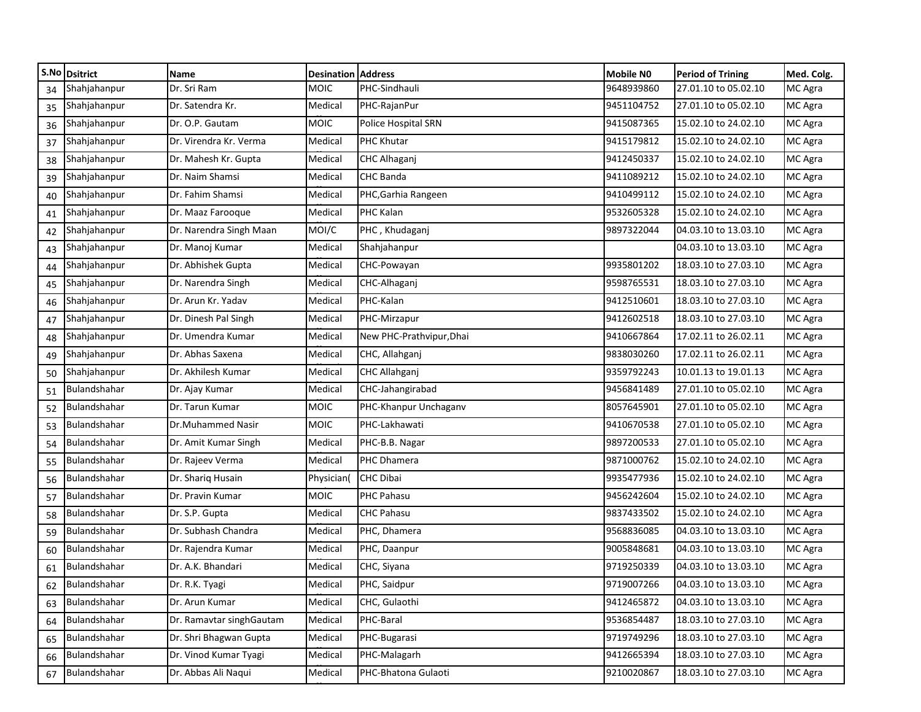| S.No | Dsitrict | Name | Desination | Address | Mobile N0 | Period of Trining | Med. Colg. |
|---|---|---|---|---|---|---|---|
| 34 | Shahjahanpur | Dr. Sri Ram | MOIC | PHC-Sindhauli | 9648939860 | 27.01.10 to 05.02.10 | MC Agra |
| 35 | Shahjahanpur | Dr. Satendra Kr. | Medical | PHC-RajanPur | 9451104752 | 27.01.10 to 05.02.10 | MC Agra |
| 36 | Shahjahanpur | Dr. O.P. Gautam | MOIC | Police Hospital SRN | 9415087365 | 15.02.10 to 24.02.10 | MC Agra |
| 37 | Shahjahanpur | Dr. Virendra Kr. Verma | Medical | PHC Khutar | 9415179812 | 15.02.10 to 24.02.10 | MC Agra |
| 38 | Shahjahanpur | Dr. Mahesh Kr. Gupta | Medical | CHC Alhaganj | 9412450337 | 15.02.10 to 24.02.10 | MC Agra |
| 39 | Shahjahanpur | Dr. Naim Shamsi | Medical | CHC Banda | 9411089212 | 15.02.10 to 24.02.10 | MC Agra |
| 40 | Shahjahanpur | Dr. Fahim Shamsi | Medical | PHC,Garhia Rangeen | 9410499112 | 15.02.10 to 24.02.10 | MC Agra |
| 41 | Shahjahanpur | Dr. Maaz Farooque | Medical | PHC Kalan | 9532605328 | 15.02.10 to 24.02.10 | MC Agra |
| 42 | Shahjahanpur | Dr. Narendra Singh Maan | MOI/C | PHC , Khudaganj | 9897322044 | 04.03.10 to 13.03.10 | MC Agra |
| 43 | Shahjahanpur | Dr. Manoj Kumar | Medical | Shahjahanpur | | 04.03.10 to 13.03.10 | MC Agra |
| 44 | Shahjahanpur | Dr. Abhishek Gupta | Medical | CHC-Powayan | 9935801202 | 18.03.10 to 27.03.10 | MC Agra |
| 45 | Shahjahanpur | Dr. Narendra Singh | Medical | CHC-Alhaganj | 9598765531 | 18.03.10 to 27.03.10 | MC Agra |
| 46 | Shahjahanpur | Dr. Arun Kr. Yadav | Medical | PHC-Kalan | 9412510601 | 18.03.10 to 27.03.10 | MC Agra |
| 47 | Shahjahanpur | Dr. Dinesh Pal Singh | Medical | PHC-Mirzapur | 9412602518 | 18.03.10 to 27.03.10 | MC Agra |
| 48 | Shahjahanpur | Dr. Umendra Kumar | Medical | New PHC-Prathvipur,Dhai | 9410667864 | 17.02.11 to 26.02.11 | MC Agra |
| 49 | Shahjahanpur | Dr. Abhas Saxena | Medical | CHC, Allahganj | 9838030260 | 17.02.11 to 26.02.11 | MC Agra |
| 50 | Shahjahanpur | Dr. Akhilesh Kumar | Medical | CHC Allahganj | 9359792243 | 10.01.13 to 19.01.13 | MC Agra |
| 51 | Bulandshahar | Dr. Ajay Kumar | Medical | CHC-Jahangirabad | 9456841489 | 27.01.10 to 05.02.10 | MC Agra |
| 52 | Bulandshahar | Dr. Tarun Kumar | MOIC | PHC-Khanpur Unchaganv | 8057645901 | 27.01.10 to 05.02.10 | MC Agra |
| 53 | Bulandshahar | Dr.Muhammed Nasir | MOIC | PHC-Lakhawati | 9410670538 | 27.01.10 to 05.02.10 | MC Agra |
| 54 | Bulandshahar | Dr. Amit Kumar Singh | Medical | PHC-B.B. Nagar | 9897200533 | 27.01.10 to 05.02.10 | MC Agra |
| 55 | Bulandshahar | Dr. Rajeev Verma | Medical | PHC Dhamera | 9871000762 | 15.02.10 to 24.02.10 | MC Agra |
| 56 | Bulandshahar | Dr. Shariq Husain | Physician( | CHC Dibai | 9935477936 | 15.02.10 to 24.02.10 | MC Agra |
| 57 | Bulandshahar | Dr. Pravin Kumar | MOIC | PHC Pahasu | 9456242604 | 15.02.10 to 24.02.10 | MC Agra |
| 58 | Bulandshahar | Dr. S.P. Gupta | Medical | CHC Pahasu | 9837433502 | 15.02.10 to 24.02.10 | MC Agra |
| 59 | Bulandshahar | Dr. Subhash Chandra | Medical | PHC, Dhamera | 9568836085 | 04.03.10 to 13.03.10 | MC Agra |
| 60 | Bulandshahar | Dr. Rajendra Kumar | Medical | PHC, Daanpur | 9005848681 | 04.03.10 to 13.03.10 | MC Agra |
| 61 | Bulandshahar | Dr. A.K. Bhandari | Medical | CHC, Siyana | 9719250339 | 04.03.10 to 13.03.10 | MC Agra |
| 62 | Bulandshahar | Dr. R.K. Tyagi | Medical | PHC, Saidpur | 9719007266 | 04.03.10 to 13.03.10 | MC Agra |
| 63 | Bulandshahar | Dr. Arun Kumar | Medical | CHC, Gulaothi | 9412465872 | 04.03.10 to 13.03.10 | MC Agra |
| 64 | Bulandshahar | Dr. Ramavtar singhGautam | Medical | PHC-Baral | 9536854487 | 18.03.10 to 27.03.10 | MC Agra |
| 65 | Bulandshahar | Dr. Shri Bhagwan Gupta | Medical | PHC-Bugarasi | 9719749296 | 18.03.10 to 27.03.10 | MC Agra |
| 66 | Bulandshahar | Dr. Vinod Kumar Tyagi | Medical | PHC-Malagarh | 9412665394 | 18.03.10 to 27.03.10 | MC Agra |
| 67 | Bulandshahar | Dr. Abbas Ali Naqui | Medical | PHC-Bhatona Gulaoti | 9210020867 | 18.03.10 to 27.03.10 | MC Agra |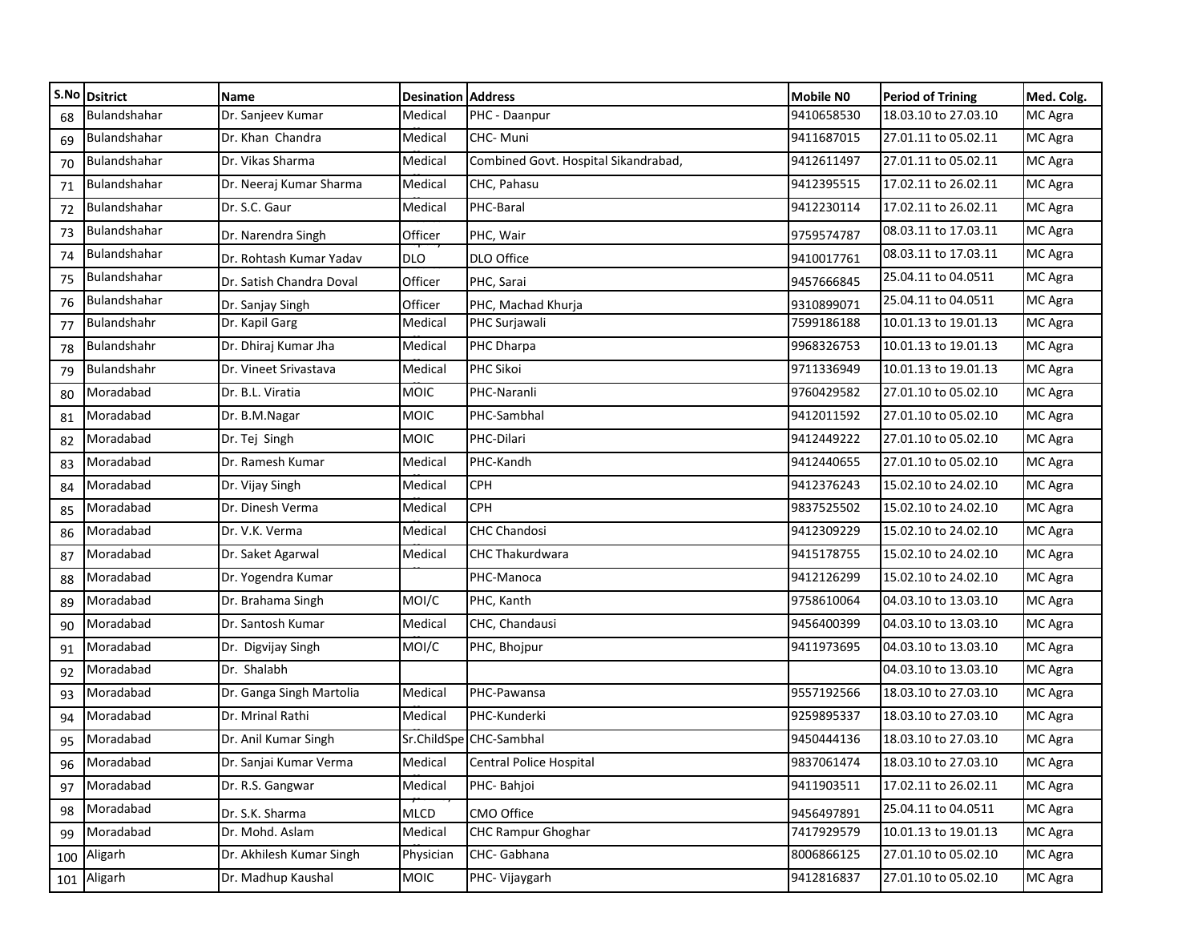| S.No | Dsitrict | Name | Desination | Address | Mobile N0 | Period of Trining | Med. Colg. |
|---|---|---|---|---|---|---|---|
| 68 | Bulandshahar | Dr. Sanjeev Kumar | Medical | PHC - Daanpur | 9410658530 | 18.03.10 to 27.03.10 | MC Agra |
| 69 | Bulandshahar | Dr. Khan Chandra | Medical | CHC- Muni | 9411687015 | 27.01.11 to 05.02.11 | MC Agra |
| 70 | Bulandshahar | Dr. Vikas Sharma | Medical | Combined Govt. Hospital Sikandrabad, | 9412611497 | 27.01.11 to 05.02.11 | MC Agra |
| 71 | Bulandshahar | Dr. Neeraj Kumar Sharma | Medical | CHC, Pahasu | 9412395515 | 17.02.11 to 26.02.11 | MC Agra |
| 72 | Bulandshahar | Dr. S.C. Gaur | Medical | PHC-Baral | 9412230114 | 17.02.11 to 26.02.11 | MC Agra |
| 73 | Bulandshahar | Dr. Narendra Singh | Officer | PHC, Wair | 9759574787 | 08.03.11 to 17.03.11 | MC Agra |
| 74 | Bulandshahar | Dr. Rohtash Kumar Yadav | DLO | DLO Office | 9410017761 | 08.03.11 to 17.03.11 | MC Agra |
| 75 | Bulandshahar | Dr. Satish Chandra Doval | Officer | PHC, Sarai | 9457666845 | 25.04.11 to 04.0511 | MC Agra |
| 76 | Bulandshahar | Dr. Sanjay Singh | Officer | PHC, Machad Khurja | 9310899071 | 25.04.11 to 04.0511 | MC Agra |
| 77 | Bulandshahr | Dr. Kapil Garg | Medical | PHC Surjawali | 7599186188 | 10.01.13 to 19.01.13 | MC Agra |
| 78 | Bulandshahr | Dr. Dhiraj Kumar Jha | Medical | PHC Dharpa | 9968326753 | 10.01.13 to 19.01.13 | MC Agra |
| 79 | Bulandshahr | Dr. Vineet Srivastava | Medical | PHC Sikoi | 9711336949 | 10.01.13 to 19.01.13 | MC Agra |
| 80 | Moradabad | Dr. B.L. Viratia | MOIC | PHC-Naranli | 9760429582 | 27.01.10 to 05.02.10 | MC Agra |
| 81 | Moradabad | Dr. B.M.Nagar | MOIC | PHC-Sambhal | 9412011592 | 27.01.10 to 05.02.10 | MC Agra |
| 82 | Moradabad | Dr. Tej Singh | MOIC | PHC-Dilari | 9412449222 | 27.01.10 to 05.02.10 | MC Agra |
| 83 | Moradabad | Dr. Ramesh Kumar | Medical | PHC-Kandh | 9412440655 | 27.01.10 to 05.02.10 | MC Agra |
| 84 | Moradabad | Dr. Vijay Singh | Medical | CPH | 9412376243 | 15.02.10 to 24.02.10 | MC Agra |
| 85 | Moradabad | Dr. Dinesh Verma | Medical | CPH | 9837525502 | 15.02.10 to 24.02.10 | MC Agra |
| 86 | Moradabad | Dr. V.K. Verma | Medical | CHC Chandosi | 9412309229 | 15.02.10 to 24.02.10 | MC Agra |
| 87 | Moradabad | Dr. Saket Agarwal | Medical | CHC Thakurdwara | 9415178755 | 15.02.10 to 24.02.10 | MC Agra |
| 88 | Moradabad | Dr. Yogendra Kumar | | PHC-Manoca | 9412126299 | 15.02.10 to 24.02.10 | MC Agra |
| 89 | Moradabad | Dr. Brahama Singh | MOI/C | PHC, Kanth | 9758610064 | 04.03.10 to 13.03.10 | MC Agra |
| 90 | Moradabad | Dr. Santosh Kumar | Medical | CHC, Chandausi | 9456400399 | 04.03.10 to 13.03.10 | MC Agra |
| 91 | Moradabad | Dr. Digvijay Singh | MOI/C | PHC, Bhojpur | 9411973695 | 04.03.10 to 13.03.10 | MC Agra |
| 92 | Moradabad | Dr. Shalabh | | | | 04.03.10 to 13.03.10 | MC Agra |
| 93 | Moradabad | Dr. Ganga Singh Martolia | Medical | PHC-Pawansa | 9557192566 | 18.03.10 to 27.03.10 | MC Agra |
| 94 | Moradabad | Dr. Mrinal Rathi | Medical | PHC-Kunderki | 9259895337 | 18.03.10 to 27.03.10 | MC Agra |
| 95 | Moradabad | Dr. Anil Kumar Singh | Sr.ChildSpe | CHC-Sambhal | 9450444136 | 18.03.10 to 27.03.10 | MC Agra |
| 96 | Moradabad | Dr. Sanjai Kumar Verma | Medical | Central Police Hospital | 9837061474 | 18.03.10 to 27.03.10 | MC Agra |
| 97 | Moradabad | Dr. R.S. Gangwar | Medical | PHC- Bahjoi | 9411903511 | 17.02.11 to 26.02.11 | MC Agra |
| 98 | Moradabad | Dr. S.K. Sharma | MLCD | CMO Office | 9456497891 | 25.04.11 to 04.0511 | MC Agra |
| 99 | Moradabad | Dr. Mohd. Aslam | Medical | CHC Rampur Ghoghar | 7417929579 | 10.01.13 to 19.01.13 | MC Agra |
| 100 | Aligarh | Dr. Akhilesh Kumar Singh | Physician | CHC- Gabhana | 8006866125 | 27.01.10 to 05.02.10 | MC Agra |
| 101 | Aligarh | Dr. Madhup Kaushal | MOIC | PHC- Vijaygarh | 9412816837 | 27.01.10 to 05.02.10 | MC Agra |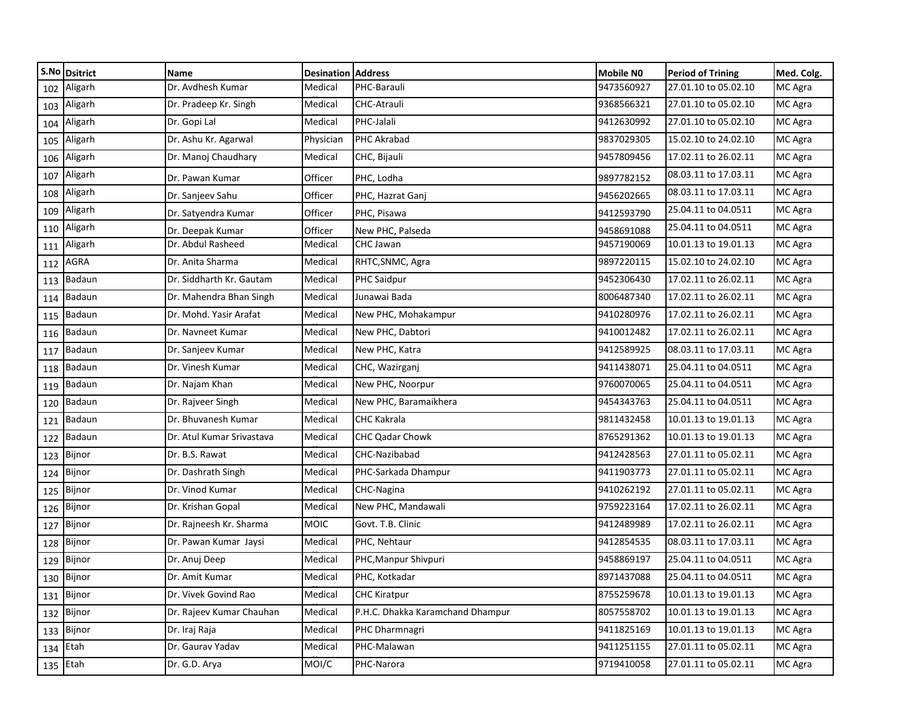| S.No | Dsitrict | Name | Desination | Address | Mobile N0 | Period of Trining | Med. Colg. |
|---|---|---|---|---|---|---|---|
| 102 | Aligarh | Dr. Avdhesh Kumar | Medical | PHC-Barauli | 9473560927 | 27.01.10 to 05.02.10 | MC Agra |
| 103 | Aligarh | Dr. Pradeep Kr. Singh | Medical | CHC-Atrauli | 9368566321 | 27.01.10 to 05.02.10 | MC Agra |
| 104 | Aligarh | Dr. Gopi Lal | Medical | PHC-Jalali | 9412630992 | 27.01.10 to 05.02.10 | MC Agra |
| 105 | Aligarh | Dr. Ashu Kr. Agarwal | Physician | PHC Akrabad | 9837029305 | 15.02.10 to 24.02.10 | MC Agra |
| 106 | Aligarh | Dr. Manoj Chaudhary | Medical | CHC, Bijauli | 9457809456 | 17.02.11 to 26.02.11 | MC Agra |
| 107 | Aligarh | Dr. Pawan Kumar | Officer | PHC, Lodha | 9897782152 | 08.03.11 to 17.03.11 | MC Agra |
| 108 | Aligarh | Dr. Sanjeev Sahu | Officer | PHC, Hazrat Ganj | 9456202665 | 08.03.11 to 17.03.11 | MC Agra |
| 109 | Aligarh | Dr. Satyendra Kumar | Officer | PHC, Pisawa | 9412593790 | 25.04.11 to 04.0511 | MC Agra |
| 110 | Aligarh | Dr. Deepak Kumar | Officer | New PHC, Palseda | 9458691088 | 25.04.11 to 04.0511 | MC Agra |
| 111 | Aligarh | Dr. Abdul Rasheed | Medical | CHC Jawan | 9457190069 | 10.01.13 to 19.01.13 | MC Agra |
| 112 | AGRA | Dr. Anita Sharma | Medical | RHTC,SNMC, Agra | 9897220115 | 15.02.10 to 24.02.10 | MC Agra |
| 113 | Badaun | Dr. Siddharth Kr. Gautam | Medical | PHC Saidpur | 9452306430 | 17.02.11 to 26.02.11 | MC Agra |
| 114 | Badaun | Dr. Mahendra Bhan Singh | Medical | Junawai Bada | 8006487340 | 17.02.11 to 26.02.11 | MC Agra |
| 115 | Badaun | Dr. Mohd. Yasir Arafat | Medical | New PHC, Mohakampur | 9410280976 | 17.02.11 to 26.02.11 | MC Agra |
| 116 | Badaun | Dr. Navneet Kumar | Medical | New PHC, Dabtori | 9410012482 | 17.02.11 to 26.02.11 | MC Agra |
| 117 | Badaun | Dr. Sanjeev Kumar | Medical | New PHC, Katra | 9412589925 | 08.03.11 to 17.03.11 | MC Agra |
| 118 | Badaun | Dr. Vinesh Kumar | Medical | CHC, Wazirganj | 9411438071 | 25.04.11 to 04.0511 | MC Agra |
| 119 | Badaun | Dr. Najam Khan | Medical | New PHC, Noorpur | 9760070065 | 25.04.11 to 04.0511 | MC Agra |
| 120 | Badaun | Dr. Rajveer Singh | Medical | New PHC, Baramaikhera | 9454343763 | 25.04.11 to 04.0511 | MC Agra |
| 121 | Badaun | Dr. Bhuvanesh Kumar | Medical | CHC Kakrala | 9811432458 | 10.01.13 to 19.01.13 | MC Agra |
| 122 | Badaun | Dr. Atul Kumar Srivastava | Medical | CHC Qadar Chowk | 8765291362 | 10.01.13 to 19.01.13 | MC Agra |
| 123 | Bijnor | Dr. B.S. Rawat | Medical | CHC-Nazibabad | 9412428563 | 27.01.11 to 05.02.11 | MC Agra |
| 124 | Bijnor | Dr. Dashrath Singh | Medical | PHC-Sarkada Dhampur | 9411903773 | 27.01.11 to 05.02.11 | MC Agra |
| 125 | Bijnor | Dr. Vinod Kumar | Medical | CHC-Nagina | 9410262192 | 27.01.11 to 05.02.11 | MC Agra |
| 126 | Bijnor | Dr. Krishan Gopal | Medical | New PHC, Mandawali | 9759223164 | 17.02.11 to 26.02.11 | MC Agra |
| 127 | Bijnor | Dr. Rajneesh Kr. Sharma | MOIC | Govt. T.B. Clinic | 9412489989 | 17.02.11 to 26.02.11 | MC Agra |
| 128 | Bijnor | Dr. Pawan Kumar Jaysi | Medical | PHC, Nehtaur | 9412854535 | 08.03.11 to 17.03.11 | MC Agra |
| 129 | Bijnor | Dr. Anuj Deep | Medical | PHC,Manpur Shivpuri | 9458869197 | 25.04.11 to 04.0511 | MC Agra |
| 130 | Bijnor | Dr. Amit Kumar | Medical | PHC, Kotkadar | 8971437088 | 25.04.11 to 04.0511 | MC Agra |
| 131 | Bijnor | Dr. Vivek Govind Rao | Medical | CHC Kiratpur | 8755259678 | 10.01.13 to 19.01.13 | MC Agra |
| 132 | Bijnor | Dr. Rajeev Kumar Chauhan | Medical | P.H.C. Dhakka Karamchand Dhampur | 8057558702 | 10.01.13 to 19.01.13 | MC Agra |
| 133 | Bijnor | Dr. Iraj Raja | Medical | PHC Dharmnagri | 9411825169 | 10.01.13 to 19.01.13 | MC Agra |
| 134 | Etah | Dr. Gaurav Yadav | Medical | PHC-Malawan | 9411251155 | 27.01.11 to 05.02.11 | MC Agra |
| 135 | Etah | Dr. G.D. Arya | MOI/C | PHC-Narora | 9719410058 | 27.01.11 to 05.02.11 | MC Agra |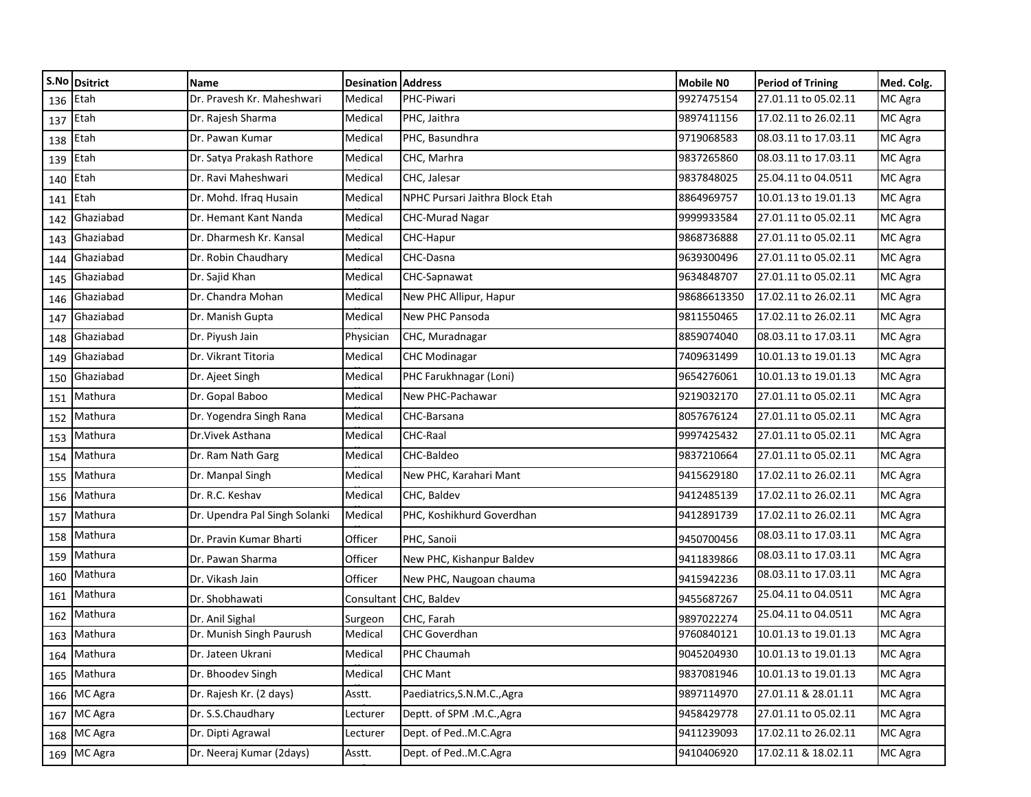| S.No | Dsitrict | Name | Desination | Address | Mobile N0 | Period of Trining | Med. Colg. |
|---|---|---|---|---|---|---|---|
| 136 | Etah | Dr. Pravesh Kr. Maheshwari | Medical | PHC-Piwari | 9927475154 | 27.01.11 to 05.02.11 | MC Agra |
| 137 | Etah | Dr. Rajesh Sharma | Medical | PHC, Jaithra | 9897411156 | 17.02.11 to 26.02.11 | MC Agra |
| 138 | Etah | Dr. Pawan Kumar | Medical | PHC, Basundhra | 9719068583 | 08.03.11 to 17.03.11 | MC Agra |
| 139 | Etah | Dr. Satya Prakash Rathore | Medical | CHC, Marhra | 9837265860 | 08.03.11 to 17.03.11 | MC Agra |
| 140 | Etah | Dr. Ravi Maheshwari | Medical | CHC, Jalesar | 9837848025 | 25.04.11 to 04.0511 | MC Agra |
| 141 | Etah | Dr. Mohd. Ifraq Husain | Medical | NPHC Pursari Jaithra Block Etah | 8864969757 | 10.01.13 to 19.01.13 | MC Agra |
| 142 | Ghaziabad | Dr. Hemant Kant Nanda | Medical | CHC-Murad Nagar | 9999933584 | 27.01.11 to 05.02.11 | MC Agra |
| 143 | Ghaziabad | Dr. Dharmesh Kr. Kansal | Medical | CHC-Hapur | 9868736888 | 27.01.11 to 05.02.11 | MC Agra |
| 144 | Ghaziabad | Dr. Robin Chaudhary | Medical | CHC-Dasna | 9639300496 | 27.01.11 to 05.02.11 | MC Agra |
| 145 | Ghaziabad | Dr. Sajid Khan | Medical | CHC-Sapnawat | 9634848707 | 27.01.11 to 05.02.11 | MC Agra |
| 146 | Ghaziabad | Dr. Chandra Mohan | Medical | New PHC Allipur, Hapur | 98686613350 | 17.02.11 to 26.02.11 | MC Agra |
| 147 | Ghaziabad | Dr. Manish Gupta | Medical | New PHC Pansoda | 9811550465 | 17.02.11 to 26.02.11 | MC Agra |
| 148 | Ghaziabad | Dr. Piyush Jain | Physician | CHC, Muradnagar | 8859074040 | 08.03.11 to 17.03.11 | MC Agra |
| 149 | Ghaziabad | Dr. Vikrant Titoria | Medical | CHC Modinagar | 7409631499 | 10.01.13 to 19.01.13 | MC Agra |
| 150 | Ghaziabad | Dr. Ajeet Singh | Medical | PHC Farukhnagar (Loni) | 9654276061 | 10.01.13 to 19.01.13 | MC Agra |
| 151 | Mathura | Dr. Gopal Baboo | Medical | New PHC-Pachawar | 9219032170 | 27.01.11 to 05.02.11 | MC Agra |
| 152 | Mathura | Dr. Yogendra Singh Rana | Medical | CHC-Barsana | 8057676124 | 27.01.11 to 05.02.11 | MC Agra |
| 153 | Mathura | Dr.Vivek Asthana | Medical | CHC-Raal | 9997425432 | 27.01.11 to 05.02.11 | MC Agra |
| 154 | Mathura | Dr. Ram Nath Garg | Medical | CHC-Baldeo | 9837210664 | 27.01.11 to 05.02.11 | MC Agra |
| 155 | Mathura | Dr. Manpal Singh | Medical | New PHC, Karahari Mant | 9415629180 | 17.02.11 to 26.02.11 | MC Agra |
| 156 | Mathura | Dr. R.C. Keshav | Medical | CHC, Baldev | 9412485139 | 17.02.11 to 26.02.11 | MC Agra |
| 157 | Mathura | Dr. Upendra Pal Singh Solanki | Medical | PHC, Koshikhurd Goverdhan | 9412891739 | 17.02.11 to 26.02.11 | MC Agra |
| 158 | Mathura | Dr. Pravin Kumar Bharti | Officer | PHC, Sanoii | 9450700456 | 08.03.11 to 17.03.11 | MC Agra |
| 159 | Mathura | Dr. Pawan Sharma | Officer | New PHC, Kishanpur Baldev | 9411839866 | 08.03.11 to 17.03.11 | MC Agra |
| 160 | Mathura | Dr. Vikash Jain | Officer | New PHC, Naugoan chauma | 9415942236 | 08.03.11 to 17.03.11 | MC Agra |
| 161 | Mathura | Dr. Shobhawati | Consultant | CHC, Baldev | 9455687267 | 25.04.11 to 04.0511 | MC Agra |
| 162 | Mathura | Dr. Anil Sighal | Surgeon | CHC, Farah | 9897022274 | 25.04.11 to 04.0511 | MC Agra |
| 163 | Mathura | Dr. Munish Singh Paurush | Medical | CHC Goverdhan | 9760840121 | 10.01.13 to 19.01.13 | MC Agra |
| 164 | Mathura | Dr. Jateen Ukrani | Medical | PHC Chaumah | 9045204930 | 10.01.13 to 19.01.13 | MC Agra |
| 165 | Mathura | Dr. Bhoodev Singh | Medical | CHC Mant | 9837081946 | 10.01.13 to 19.01.13 | MC Agra |
| 166 | MC Agra | Dr. Rajesh Kr. (2 days) | Asstt. | Paediatrics,S.N.M.C.,Agra | 9897114970 | 27.01.11 & 28.01.11 | MC Agra |
| 167 | MC Agra | Dr. S.S.Chaudhary | Lecturer | Deptt. of SPM .M.C.,Agra | 9458429778 | 27.01.11 to 05.02.11 | MC Agra |
| 168 | MC Agra | Dr. Dipti Agrawal | Lecturer | Dept. of Ped..M.C.Agra | 9411239093 | 17.02.11 to 26.02.11 | MC Agra |
| 169 | MC Agra | Dr. Neeraj Kumar (2days) | Asstt. | Dept. of Ped..M.C.Agra | 9410406920 | 17.02.11 & 18.02.11 | MC Agra |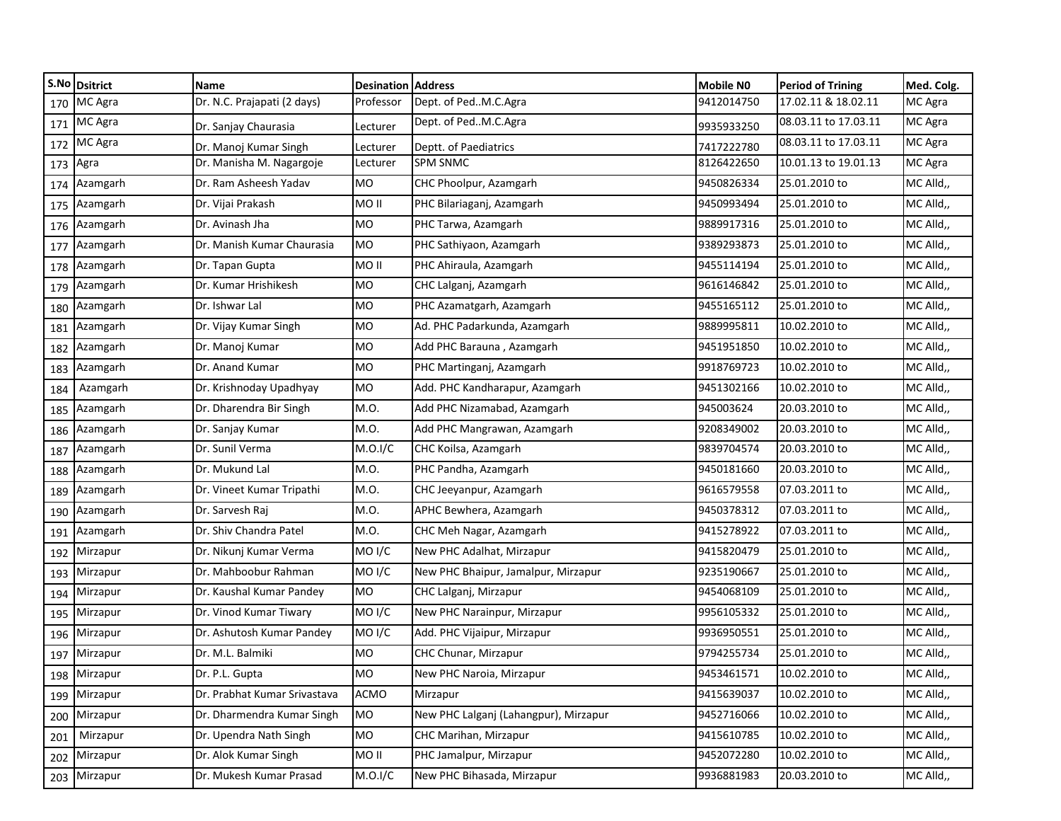| S.No | Dsitrict | Name | Desination | Address | Mobile N0 | Period of Trining | Med. Colg. |
|---|---|---|---|---|---|---|---|
| 170 | MC Agra | Dr. N.C. Prajapati (2 days) | Professor | Dept. of Ped..M.C.Agra | 9412014750 | 17.02.11 & 18.02.11 | MC Agra |
| 171 | MC Agra | Dr. Sanjay Chaurasia | Lecturer | Dept. of Ped..M.C.Agra | 9935933250 | 08.03.11 to 17.03.11 | MC Agra |
| 172 | MC Agra | Dr. Manoj Kumar Singh | Lecturer | Deptt. of Paediatrics | 7417222780 | 08.03.11 to 17.03.11 | MC Agra |
| 173 | Agra | Dr. Manisha M. Nagargoje | Lecturer | SPM SNMC | 8126422650 | 10.01.13 to 19.01.13 | MC Agra |
| 174 | Azamgarh | Dr. Ram Asheesh Yadav | MO | CHC Phoolpur, Azamgarh | 9450826334 | 25.01.2010 to | MC Alld,, |
| 175 | Azamgarh | Dr. Vijai Prakash | MO II | PHC Bilariaganj, Azamgarh | 9450993494 | 25.01.2010 to | MC Alld,, |
| 176 | Azamgarh | Dr. Avinash Jha | MO | PHC Tarwa, Azamgarh | 9889917316 | 25.01.2010 to | MC Alld,, |
| 177 | Azamgarh | Dr. Manish Kumar Chaurasia | MO | PHC Sathiyaon, Azamgarh | 9389293873 | 25.01.2010 to | MC Alld,, |
| 178 | Azamgarh | Dr. Tapan Gupta | MO II | PHC Ahiraula, Azamgarh | 9455114194 | 25.01.2010 to | MC Alld,, |
| 179 | Azamgarh | Dr. Kumar Hrishikesh | MO | CHC Lalganj, Azamgarh | 9616146842 | 25.01.2010 to | MC Alld,, |
| 180 | Azamgarh | Dr. Ishwar Lal | MO | PHC Azamatgarh, Azamgarh | 9455165112 | 25.01.2010 to | MC Alld,, |
| 181 | Azamgarh | Dr. Vijay Kumar Singh | MO | Ad. PHC Padarkunda, Azamgarh | 9889995811 | 10.02.2010 to | MC Alld,, |
| 182 | Azamgarh | Dr. Manoj Kumar | MO | Add PHC Barauna , Azamgarh | 9451951850 | 10.02.2010 to | MC Alld,, |
| 183 | Azamgarh | Dr. Anand Kumar | MO | PHC Martinganj, Azamgarh | 9918769723 | 10.02.2010 to | MC Alld,, |
| 184 | Azamgarh | Dr. Krishnoday Upadhyay | MO | Add. PHC Kandharapur, Azamgarh | 9451302166 | 10.02.2010 to | MC Alld,, |
| 185 | Azamgarh | Dr. Dharendra Bir Singh | M.O. | Add PHC Nizamabad, Azamgarh | 945003624 | 20.03.2010 to | MC Alld,, |
| 186 | Azamgarh | Dr. Sanjay Kumar | M.O. | Add PHC Mangrawan, Azamgarh | 9208349002 | 20.03.2010 to | MC Alld,, |
| 187 | Azamgarh | Dr. Sunil Verma | M.O.I/C | CHC Koilsa, Azamgarh | 9839704574 | 20.03.2010 to | MC Alld,, |
| 188 | Azamgarh | Dr. Mukund Lal | M.O. | PHC Pandha, Azamgarh | 9450181660 | 20.03.2010 to | MC Alld,, |
| 189 | Azamgarh | Dr. Vineet Kumar Tripathi | M.O. | CHC Jeeyanpur, Azamgarh | 9616579558 | 07.03.2011 to | MC Alld,, |
| 190 | Azamgarh | Dr. Sarvesh Raj | M.O. | APHC Bewhera, Azamgarh | 9450378312 | 07.03.2011 to | MC Alld,, |
| 191 | Azamgarh | Dr. Shiv Chandra Patel | M.O. | CHC Meh Nagar, Azamgarh | 9415278922 | 07.03.2011 to | MC Alld,, |
| 192 | Mirzapur | Dr. Nikunj Kumar Verma | MO I/C | New PHC Adalhat, Mirzapur | 9415820479 | 25.01.2010 to | MC Alld,, |
| 193 | Mirzapur | Dr. Mahboobur Rahman | MO I/C | New PHC Bhaipur, Jamalpur, Mirzapur | 9235190667 | 25.01.2010 to | MC Alld,, |
| 194 | Mirzapur | Dr. Kaushal Kumar Pandey | MO | CHC Lalganj, Mirzapur | 9454068109 | 25.01.2010 to | MC Alld,, |
| 195 | Mirzapur | Dr. Vinod Kumar Tiwary | MO I/C | New PHC Narainpur, Mirzapur | 9956105332 | 25.01.2010 to | MC Alld,, |
| 196 | Mirzapur | Dr. Ashutosh Kumar Pandey | MO I/C | Add. PHC Vijaipur, Mirzapur | 9936950551 | 25.01.2010 to | MC Alld,, |
| 197 | Mirzapur | Dr. M.L. Balmiki | MO | CHC Chunar, Mirzapur | 9794255734 | 25.01.2010 to | MC Alld,, |
| 198 | Mirzapur | Dr. P.L. Gupta | MO | New PHC Naroia, Mirzapur | 9453461571 | 10.02.2010 to | MC Alld,, |
| 199 | Mirzapur | Dr. Prabhat Kumar Srivastava | ACMO | Mirzapur | 9415639037 | 10.02.2010 to | MC Alld,, |
| 200 | Mirzapur | Dr. Dharmendra Kumar Singh | MO | New PHC Lalganj (Lahangpur), Mirzapur | 9452716066 | 10.02.2010 to | MC Alld,, |
| 201 | Mirzapur | Dr. Upendra Nath Singh | MO | CHC Marihan, Mirzapur | 9415610785 | 10.02.2010 to | MC Alld,, |
| 202 | Mirzapur | Dr. Alok Kumar Singh | MO II | PHC Jamalpur, Mirzapur | 9452072280 | 10.02.2010 to | MC Alld,, |
| 203 | Mirzapur | Dr. Mukesh Kumar Prasad | M.O.I/C | New PHC Bihasada, Mirzapur | 9936881983 | 20.03.2010 to | MC Alld,, |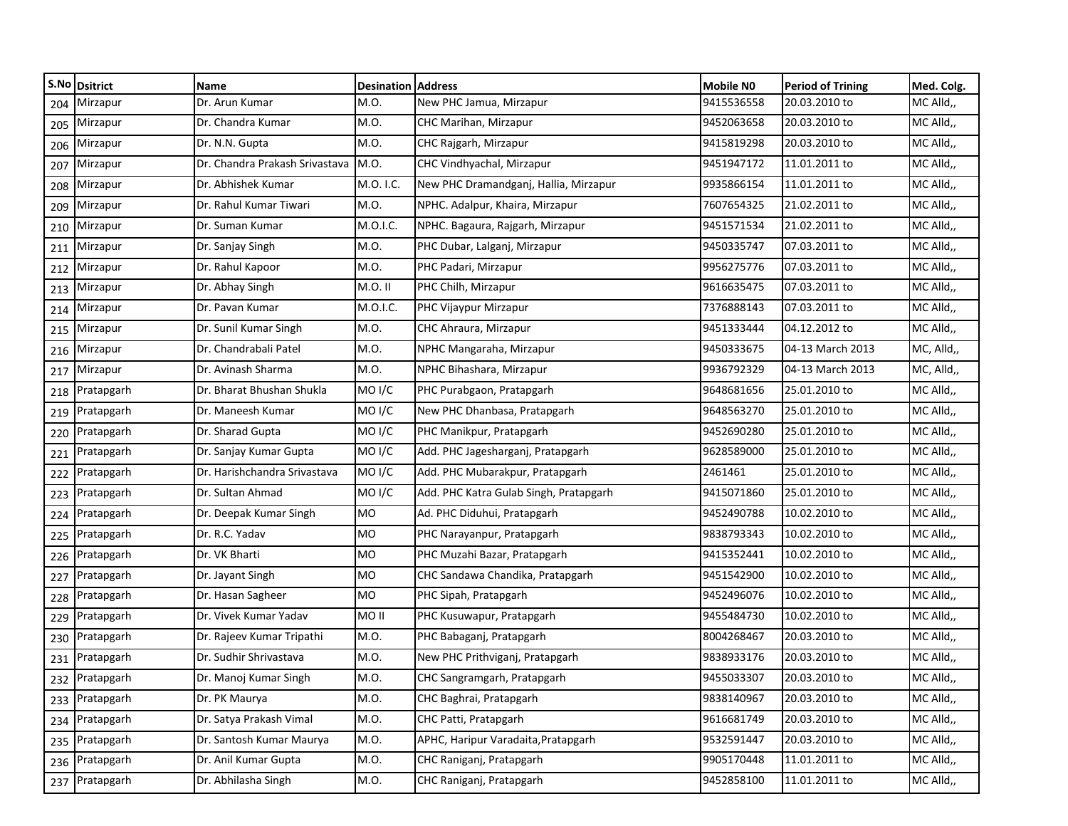| S.No | Dsitrict | Name | Desination | Address | Mobile N0 | Period of Trining | Med. Colg. |
|---|---|---|---|---|---|---|---|
| 204 | Mirzapur | Dr. Arun Kumar | M.O. | New PHC Jamua, Mirzapur | 9415536558 | 20.03.2010 to | MC Alld,, |
| 205 | Mirzapur | Dr. Chandra Kumar | M.O. | CHC Marihan, Mirzapur | 9452063658 | 20.03.2010 to | MC Alld,, |
| 206 | Mirzapur | Dr. N.N. Gupta | M.O. | CHC Rajgarh, Mirzapur | 9415819298 | 20.03.2010 to | MC Alld,, |
| 207 | Mirzapur | Dr. Chandra Prakash Srivastava | M.O. | CHC Vindhyachal, Mirzapur | 9451947172 | 11.01.2011 to | MC Alld,, |
| 208 | Mirzapur | Dr. Abhishek Kumar | M.O. I.C. | New PHC Dramandganj, Hallia, Mirzapur | 9935866154 | 11.01.2011 to | MC Alld,, |
| 209 | Mirzapur | Dr. Rahul Kumar Tiwari | M.O. | NPHC. Adalpur, Khaira, Mirzapur | 7607654325 | 21.02.2011 to | MC Alld,, |
| 210 | Mirzapur | Dr. Suman Kumar | M.O.I.C. | NPHC. Bagaura, Rajgarh, Mirzapur | 9451571534 | 21.02.2011 to | MC Alld,, |
| 211 | Mirzapur | Dr. Sanjay Singh | M.O. | PHC Dubar, Lalganj, Mirzapur | 9450335747 | 07.03.2011 to | MC Alld,, |
| 212 | Mirzapur | Dr. Rahul Kapoor | M.O. | PHC Padari, Mirzapur | 9956275776 | 07.03.2011 to | MC Alld,, |
| 213 | Mirzapur | Dr. Abhay Singh | M.O. II | PHC Chilh, Mirzapur | 9616635475 | 07.03.2011 to | MC Alld,, |
| 214 | Mirzapur | Dr. Pavan Kumar | M.O.I.C. | PHC Vijaypur Mirzapur | 7376888143 | 07.03.2011 to | MC Alld,, |
| 215 | Mirzapur | Dr. Sunil Kumar Singh | M.O. | CHC Ahraura, Mirzapur | 9451333444 | 04.12.2012 to | MC Alld,, |
| 216 | Mirzapur | Dr. Chandrabali Patel | M.O. | NPHC Mangaraha, Mirzapur | 9450333675 | 04-13 March 2013 | MC, Alld,, |
| 217 | Mirzapur | Dr. Avinash Sharma | M.O. | NPHC Bihashara, Mirzapur | 9936792329 | 04-13 March 2013 | MC, Alld,, |
| 218 | Pratapgarh | Dr. Bharat Bhushan Shukla | MO I/C | PHC Purabgaon, Pratapgarh | 9648681656 | 25.01.2010 to | MC Alld,, |
| 219 | Pratapgarh | Dr. Maneesh Kumar | MO I/C | New PHC Dhanbasa, Pratapgarh | 9648563270 | 25.01.2010 to | MC Alld,, |
| 220 | Pratapgarh | Dr. Sharad Gupta | MO I/C | PHC Manikpur, Pratapgarh | 9452690280 | 25.01.2010 to | MC Alld,, |
| 221 | Pratapgarh | Dr. Sanjay Kumar Gupta | MO I/C | Add. PHC Jagesharganj, Pratapgarh | 9628589000 | 25.01.2010 to | MC Alld,, |
| 222 | Pratapgarh | Dr. Harishchandra Srivastava | MO I/C | Add. PHC Mubarakpur, Pratapgarh | 2461461 | 25.01.2010 to | MC Alld,, |
| 223 | Pratapgarh | Dr. Sultan Ahmad | MO I/C | Add. PHC Katra Gulab Singh, Pratapgarh | 9415071860 | 25.01.2010 to | MC Alld,, |
| 224 | Pratapgarh | Dr. Deepak Kumar Singh | MO | Ad. PHC Diduhui, Pratapgarh | 9452490788 | 10.02.2010 to | MC Alld,, |
| 225 | Pratapgarh | Dr. R.C. Yadav | MO | PHC Narayanpur, Pratapgarh | 9838793343 | 10.02.2010 to | MC Alld,, |
| 226 | Pratapgarh | Dr. VK Bharti | MO | PHC Muzahi Bazar, Pratapgarh | 9415352441 | 10.02.2010 to | MC Alld,, |
| 227 | Pratapgarh | Dr. Jayant Singh | MO | CHC Sandawa Chandika, Pratapgarh | 9451542900 | 10.02.2010 to | MC Alld,, |
| 228 | Pratapgarh | Dr. Hasan Sagheer | MO | PHC Sipah, Pratapgarh | 9452496076 | 10.02.2010 to | MC Alld,, |
| 229 | Pratapgarh | Dr. Vivek Kumar Yadav | MO II | PHC Kusuwapur, Pratapgarh | 9455484730 | 10.02.2010 to | MC Alld,, |
| 230 | Pratapgarh | Dr. Rajeev Kumar Tripathi | M.O. | PHC Babaganj, Pratapgarh | 8004268467 | 20.03.2010 to | MC Alld,, |
| 231 | Pratapgarh | Dr. Sudhir Shrivastava | M.O. | New PHC Prithviganj, Pratapgarh | 9838933176 | 20.03.2010 to | MC Alld,, |
| 232 | Pratapgarh | Dr. Manoj Kumar Singh | M.O. | CHC Sangramgarh, Pratapgarh | 9455033307 | 20.03.2010 to | MC Alld,, |
| 233 | Pratapgarh | Dr. PK Maurya | M.O. | CHC Baghrai, Pratapgarh | 9838140967 | 20.03.2010 to | MC Alld,, |
| 234 | Pratapgarh | Dr. Satya Prakash Vimal | M.O. | CHC Patti, Pratapgarh | 9616681749 | 20.03.2010 to | MC Alld,, |
| 235 | Pratapgarh | Dr. Santosh Kumar Maurya | M.O. | APHC, Haripur Varadaita,Pratapgarh | 9532591447 | 20.03.2010 to | MC Alld,, |
| 236 | Pratapgarh | Dr. Anil Kumar Gupta | M.O. | CHC Raniganj, Pratapgarh | 9905170448 | 11.01.2011 to | MC Alld,, |
| 237 | Pratapgarh | Dr. Abhilasha Singh | M.O. | CHC Raniganj, Pratapgarh | 9452858100 | 11.01.2011 to | MC Alld,, |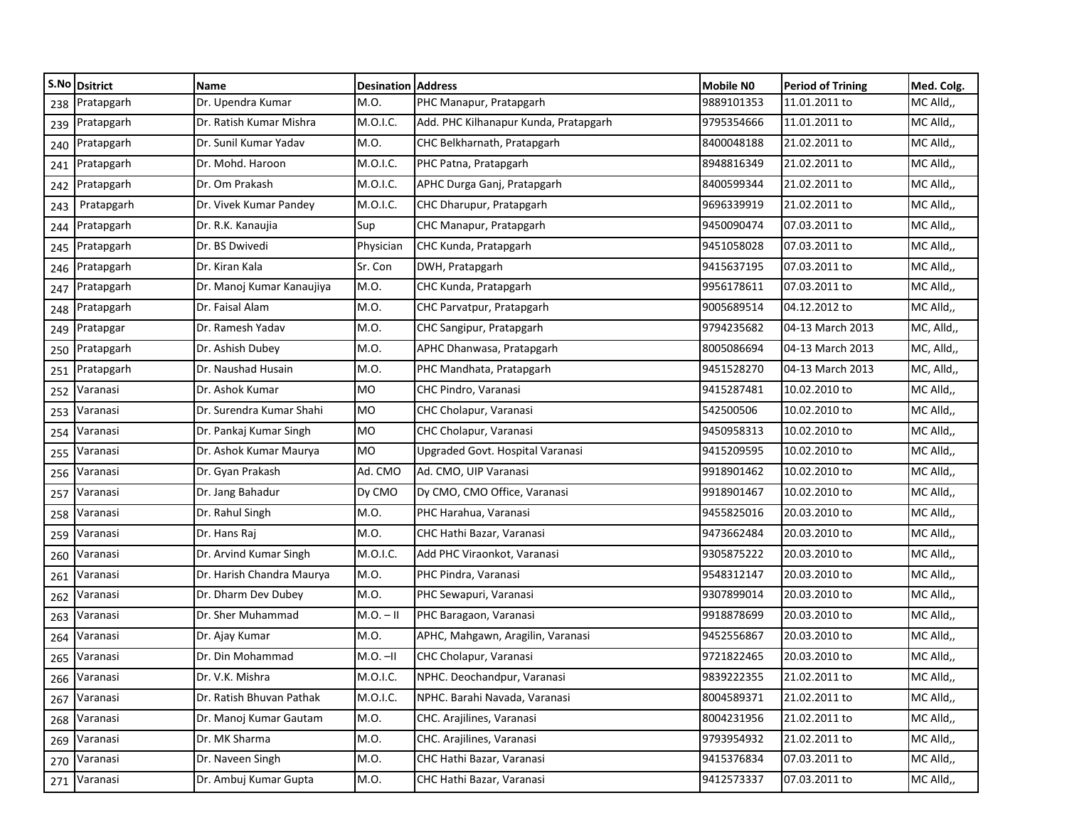| S.No | Dsitrict | Name | Desination | Address | Mobile N0 | Period of Trining | Med. Colg. |
|---|---|---|---|---|---|---|---|
| 238 | Pratapgarh | Dr. Upendra Kumar | M.O. | PHC Manapur, Pratapgarh | 9889101353 | 11.01.2011 to | MC Alld,, |
| 239 | Pratapgarh | Dr. Ratish Kumar Mishra | M.O.I.C. | Add. PHC Kilhanapur Kunda, Pratapgarh | 9795354666 | 11.01.2011 to | MC Alld,, |
| 240 | Pratapgarh | Dr. Sunil Kumar Yadav | M.O. | CHC Belkharnath, Pratapgarh | 8400048188 | 21.02.2011 to | MC Alld,, |
| 241 | Pratapgarh | Dr. Mohd. Haroon | M.O.I.C. | PHC Patna, Pratapgarh | 8948816349 | 21.02.2011 to | MC Alld,, |
| 242 | Pratapgarh | Dr. Om Prakash | M.O.I.C. | APHC Durga Ganj, Pratapgarh | 8400599344 | 21.02.2011 to | MC Alld,, |
| 243 | Pratapgarh | Dr. Vivek Kumar Pandey | M.O.I.C. | CHC Dharupur, Pratapgarh | 9696339919 | 21.02.2011 to | MC Alld,, |
| 244 | Pratapgarh | Dr. R.K. Kanaujia | Sup | CHC Manapur, Pratapgarh | 9450090474 | 07.03.2011 to | MC Alld,, |
| 245 | Pratapgarh | Dr. BS Dwivedi | Physician | CHC Kunda, Pratapgarh | 9451058028 | 07.03.2011 to | MC Alld,, |
| 246 | Pratapgarh | Dr. Kiran Kala | Sr. Con | DWH, Pratapgarh | 9415637195 | 07.03.2011 to | MC Alld,, |
| 247 | Pratapgarh | Dr. Manoj Kumar Kanaujiya | M.O. | CHC Kunda, Pratapgarh | 9956178611 | 07.03.2011 to | MC Alld,, |
| 248 | Pratapgarh | Dr. Faisal Alam | M.O. | CHC Parvatpur, Pratapgarh | 9005689514 | 04.12.2012 to | MC Alld,, |
| 249 | Pratapgar | Dr. Ramesh Yadav | M.O. | CHC Sangipur, Pratapgarh | 9794235682 | 04-13 March 2013 | MC, Alld,, |
| 250 | Pratapgarh | Dr. Ashish Dubey | M.O. | APHC Dhanwasa, Pratapgarh | 8005086694 | 04-13 March 2013 | MC, Alld,, |
| 251 | Pratapgarh | Dr. Naushad Husain | M.O. | PHC Mandhata, Pratapgarh | 9451528270 | 04-13 March 2013 | MC, Alld,, |
| 252 | Varanasi | Dr. Ashok Kumar | MO | CHC Pindro, Varanasi | 9415287481 | 10.02.2010 to | MC Alld,, |
| 253 | Varanasi | Dr. Surendra Kumar Shahi | MO | CHC Cholapur, Varanasi | 542500506 | 10.02.2010 to | MC Alld,, |
| 254 | Varanasi | Dr. Pankaj Kumar Singh | MO | CHC Cholapur, Varanasi | 9450958313 | 10.02.2010 to | MC Alld,, |
| 255 | Varanasi | Dr. Ashok Kumar Maurya | MO | Upgraded Govt. Hospital Varanasi | 9415209595 | 10.02.2010 to | MC Alld,, |
| 256 | Varanasi | Dr. Gyan Prakash | Ad. CMO | Ad. CMO, UIP Varanasi | 9918901462 | 10.02.2010 to | MC Alld,, |
| 257 | Varanasi | Dr. Jang Bahadur | Dy CMO | Dy CMO, CMO Office, Varanasi | 9918901467 | 10.02.2010 to | MC Alld,, |
| 258 | Varanasi | Dr. Rahul Singh | M.O. | PHC Harahua, Varanasi | 9455825016 | 20.03.2010 to | MC Alld,, |
| 259 | Varanasi | Dr. Hans Raj | M.O. | CHC Hathi Bazar, Varanasi | 9473662484 | 20.03.2010 to | MC Alld,, |
| 260 | Varanasi | Dr. Arvind Kumar Singh | M.O.I.C. | Add PHC Viraonkot, Varanasi | 9305875222 | 20.03.2010 to | MC Alld,, |
| 261 | Varanasi | Dr. Harish Chandra Maurya | M.O. | PHC Pindra, Varanasi | 9548312147 | 20.03.2010 to | MC Alld,, |
| 262 | Varanasi | Dr. Dharm Dev Dubey | M.O. | PHC Sewapuri, Varanasi | 9307899014 | 20.03.2010 to | MC Alld,, |
| 263 | Varanasi | Dr. Sher Muhammad | M.O. – II | PHC Baragaon, Varanasi | 9918878699 | 20.03.2010 to | MC Alld,, |
| 264 | Varanasi | Dr. Ajay Kumar | M.O. | APHC, Mahgawn, Aragilin, Varanasi | 9452556867 | 20.03.2010 to | MC Alld,, |
| 265 | Varanasi | Dr. Din Mohammad | M.O. –II | CHC Cholapur, Varanasi | 9721822465 | 20.03.2010 to | MC Alld,, |
| 266 | Varanasi | Dr. V.K. Mishra | M.O.I.C. | NPHC. Deochandpur, Varanasi | 9839222355 | 21.02.2011 to | MC Alld,, |
| 267 | Varanasi | Dr. Ratish Bhuvan Pathak | M.O.I.C. | NPHC. Barahi Navada, Varanasi | 8004589371 | 21.02.2011 to | MC Alld,, |
| 268 | Varanasi | Dr. Manoj Kumar Gautam | M.O. | CHC. Arajilines, Varanasi | 8004231956 | 21.02.2011 to | MC Alld,, |
| 269 | Varanasi | Dr. MK Sharma | M.O. | CHC. Arajilines, Varanasi | 9793954932 | 21.02.2011 to | MC Alld,, |
| 270 | Varanasi | Dr. Naveen Singh | M.O. | CHC Hathi Bazar, Varanasi | 9415376834 | 07.03.2011 to | MC Alld,, |
| 271 | Varanasi | Dr. Ambuj Kumar Gupta | M.O. | CHC Hathi Bazar, Varanasi | 9412573337 | 07.03.2011 to | MC Alld,, |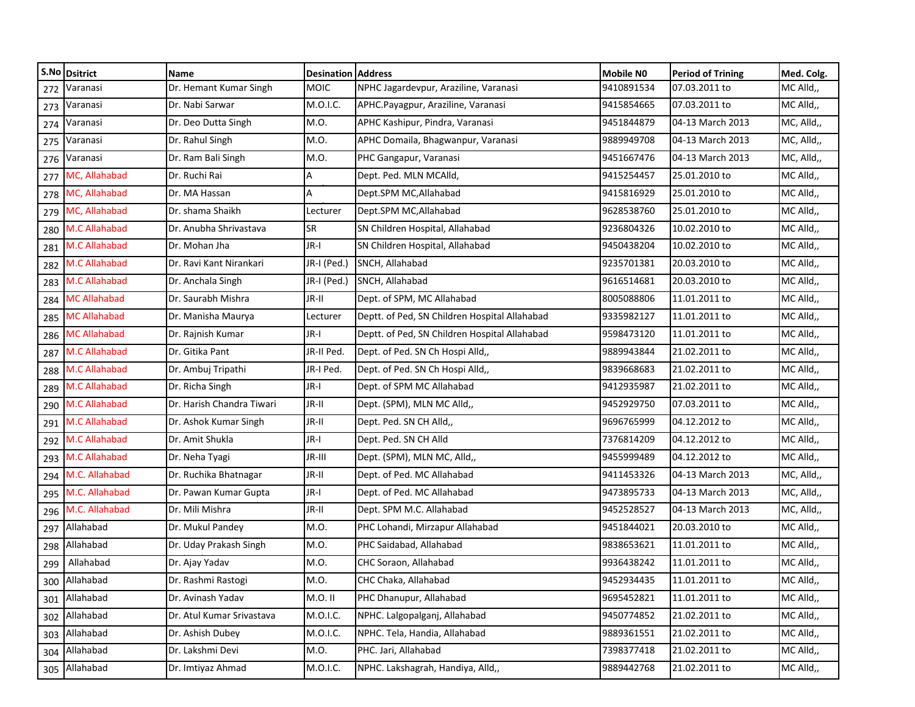| S.No | Dsistrict | Name | Desination | Address | Mobile N0 | Period of Trining | Med. Colg. |
|---|---|---|---|---|---|---|---|
| 272 | Varanasi | Dr. Hemant Kumar Singh | MOIC | NPHC Jagardevpur, Araziline, Varanasi | 9410891534 | 07.03.2011 to | MC Alld,, |
| 273 | Varanasi | Dr. Nabi Sarwar | M.O.I.C. | APHC.Payagpur, Araziline, Varanasi | 9415854665 | 07.03.2011 to | MC Alld,, |
| 274 | Varanasi | Dr. Deo Dutta Singh | M.O. | APHC Kashipur, Pindra, Varanasi | 9451844879 | 04-13 March 2013 | MC, Alld,, |
| 275 | Varanasi | Dr. Rahul Singh | M.O. | APHC Domaila, Bhagwanpur, Varanasi | 9889949708 | 04-13 March 2013 | MC, Alld,, |
| 276 | Varanasi | Dr. Ram Bali Singh | M.O. | PHC Gangapur, Varanasi | 9451667476 | 04-13 March 2013 | MC, Alld,, |
| 277 | MC, Allahabad | Dr. Ruchi Rai | A | Dept. Ped. MLN MCAlld, | 9415254457 | 25.01.2010 to | MC Alld,, |
| 278 | MC, Allahabad | Dr. MA Hassan | A | Dept.SPM MC,Allahabad | 9415816929 | 25.01.2010 to | MC Alld,, |
| 279 | MC, Allahabad | Dr. shama Shaikh | Lecturer | Dept.SPM MC,Allahabad | 9628538760 | 25.01.2010 to | MC Alld,, |
| 280 | M.C Allahabad | Dr. Anubha Shrivastava | SR | SN Children Hospital, Allahabad | 9236804326 | 10.02.2010 to | MC Alld,, |
| 281 | M.C Allahabad | Dr. Mohan Jha | JR-I | SN Children Hospital, Allahabad | 9450438204 | 10.02.2010 to | MC Alld,, |
| 282 | M.C Allahabad | Dr. Ravi Kant Nirankari | JR-I (Ped.) | SNCH, Allahabad | 9235701381 | 20.03.2010 to | MC Alld,, |
| 283 | M.C Allahabad | Dr. Anchala Singh | JR-I (Ped.) | SNCH, Allahabad | 9616514681 | 20.03.2010 to | MC Alld,, |
| 284 | MC Allahabad | Dr. Saurabh Mishra | JR-II | Dept. of SPM, MC Allahabad | 8005088806 | 11.01.2011 to | MC Alld,, |
| 285 | MC Allahabad | Dr. Manisha Maurya | Lecturer | Deptt. of Ped, SN Children Hospital Allahabad | 9335982127 | 11.01.2011 to | MC Alld,, |
| 286 | MC Allahabad | Dr. Rajnish Kumar | JR-I | Deptt. of Ped, SN Children Hospital Allahabad | 9598473120 | 11.01.2011 to | MC Alld,, |
| 287 | M.C Allahabad | Dr. Gitika Pant | JR-II Ped. | Dept. of Ped. SN Ch Hospi Alld,, | 9889943844 | 21.02.2011 to | MC Alld,, |
| 288 | M.C Allahabad | Dr. Ambuj Tripathi | JR-I Ped. | Dept. of Ped. SN Ch Hospi Alld,, | 9839668683 | 21.02.2011 to | MC Alld,, |
| 289 | M.C Allahabad | Dr. Richa Singh | JR-I | Dept. of SPM MC Allahabad | 9412935987 | 21.02.2011 to | MC Alld,, |
| 290 | M.C Allahabad | Dr. Harish Chandra Tiwari | JR-II | Dept. (SPM), MLN MC Alld,, | 9452929750 | 07.03.2011 to | MC Alld,, |
| 291 | M.C Allahabad | Dr. Ashok Kumar Singh | JR-II | Dept. Ped. SN CH Alld,, | 9696765999 | 04.12.2012 to | MC Alld,, |
| 292 | M.C Allahabad | Dr. Amit Shukla | JR-I | Dept. Ped. SN CH Alld | 7376814209 | 04.12.2012 to | MC Alld,, |
| 293 | M.C Allahabad | Dr. Neha Tyagi | JR-III | Dept. (SPM), MLN MC, Alld,, | 9455999489 | 04.12.2012 to | MC Alld,, |
| 294 | M.C. Allahabad | Dr. Ruchika Bhatnagar | JR-II | Dept. of Ped. MC Allahabad | 9411453326 | 04-13 March 2013 | MC, Alld,, |
| 295 | M.C. Allahabad | Dr. Pawan Kumar Gupta | JR-I | Dept. of Ped. MC Allahabad | 9473895733 | 04-13 March 2013 | MC, Alld,, |
| 296 | M.C. Allahabad | Dr. Mili Mishra | JR-II | Dept. SPM M.C. Allahabad | 9452528527 | 04-13 March 2013 | MC, Alld,, |
| 297 | Allahabad | Dr. Mukul Pandey | M.O. | PHC Lohandi, Mirzapur Allahabad | 9451844021 | 20.03.2010 to | MC Alld,, |
| 298 | Allahabad | Dr. Uday Prakash Singh | M.O. | PHC Saidabad, Allahabad | 9838653621 | 11.01.2011 to | MC Alld,, |
| 299 | Allahabad | Dr. Ajay Yadav | M.O. | CHC Soraon, Allahabad | 9936438242 | 11.01.2011 to | MC Alld,, |
| 300 | Allahabad | Dr. Rashmi Rastogi | M.O. | CHC Chaka, Allahabad | 9452934435 | 11.01.2011 to | MC Alld,, |
| 301 | Allahabad | Dr. Avinash Yadav | M.O. II | PHC Dhanupur, Allahabad | 9695452821 | 11.01.2011 to | MC Alld,, |
| 302 | Allahabad | Dr. Atul Kumar Srivastava | M.O.I.C. | NPHC. Lalgopalganj, Allahabad | 9450774852 | 21.02.2011 to | MC Alld,, |
| 303 | Allahabad | Dr. Ashish Dubey | M.O.I.C. | NPHC. Tela, Handia, Allahabad | 9889361551 | 21.02.2011 to | MC Alld,, |
| 304 | Allahabad | Dr. Lakshmi Devi | M.O. | PHC. Jari, Allahabad | 7398377418 | 21.02.2011 to | MC Alld,, |
| 305 | Allahabad | Dr. Imtiyaz Ahmad | M.O.I.C. | NPHC. Lakshagrah, Handiya, Alld,, | 9889442768 | 21.02.2011 to | MC Alld,, |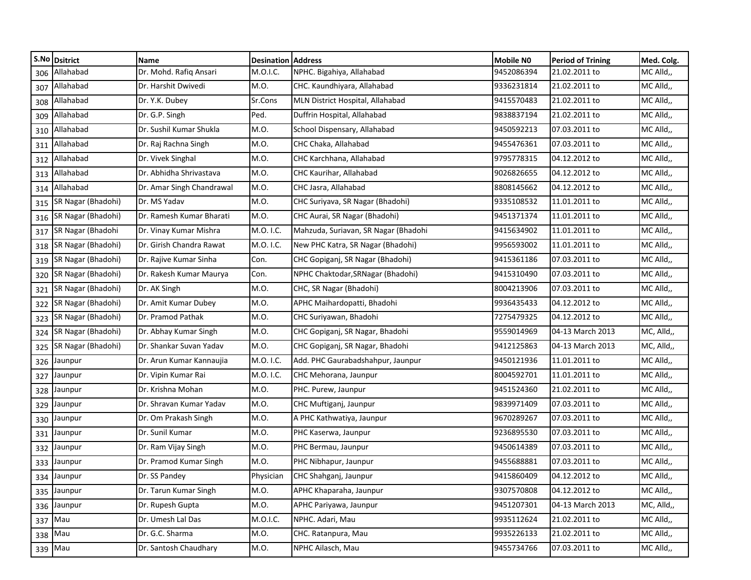| S.No | Dsitrict | Name | Desination | Address | Mobile N0 | Period of Trining | Med. Colg. |
|---|---|---|---|---|---|---|---|
| 306 | Allahabad | Dr. Mohd. Rafiq Ansari | M.O.I.C. | NPHC. Bigahiya, Allahabad | 9452086394 | 21.02.2011 to | MC Alld,, |
| 307 | Allahabad | Dr. Harshit Dwivedi | M.O. | CHC. Kaundhiyara, Allahabad | 9336231814 | 21.02.2011 to | MC Alld,, |
| 308 | Allahabad | Dr. Y.K. Dubey | Sr.Cons | MLN District Hospital, Allahabad | 9415570483 | 21.02.2011 to | MC Alld,, |
| 309 | Allahabad | Dr. G.P. Singh | Ped. | Duffrin Hospital, Allahabad | 9838837194 | 21.02.2011 to | MC Alld,, |
| 310 | Allahabad | Dr. Sushil Kumar Shukla | M.O. | School Dispensary, Allahabad | 9450592213 | 07.03.2011 to | MC Alld,, |
| 311 | Allahabad | Dr. Raj Rachna Singh | M.O. | CHC Chaka, Allahabad | 9455476361 | 07.03.2011 to | MC Alld,, |
| 312 | Allahabad | Dr. Vivek Singhal | M.O. | CHC Karchhana, Allahabad | 9795778315 | 04.12.2012 to | MC Alld,, |
| 313 | Allahabad | Dr. Abhidha Shrivastava | M.O. | CHC Kaurihar, Allahabad | 9026826655 | 04.12.2012 to | MC Alld,, |
| 314 | Allahabad | Dr. Amar Singh Chandrawal | M.O. | CHC Jasra, Allahabad | 8808145662 | 04.12.2012 to | MC Alld,, |
| 315 | SR Nagar (Bhadohi) | Dr. MS Yadav | M.O. | CHC Suriyava, SR Nagar (Bhadohi) | 9335108532 | 11.01.2011 to | MC Alld,, |
| 316 | SR Nagar (Bhadohi) | Dr. Ramesh Kumar Bharati | M.O. | CHC Aurai, SR Nagar (Bhadohi) | 9451371374 | 11.01.2011 to | MC Alld,, |
| 317 | SR Nagar (Bhadohi | Dr. Vinay Kumar Mishra | M.O. I.C. | Mahzuda, Suriavan, SR Nagar (Bhadohi | 9415634902 | 11.01.2011 to | MC Alld,, |
| 318 | SR Nagar (Bhadohi) | Dr. Girish Chandra Rawat | M.O. I.C. | New PHC Katra, SR Nagar (Bhadohi) | 9956593002 | 11.01.2011 to | MC Alld,, |
| 319 | SR Nagar (Bhadohi) | Dr. Rajive Kumar Sinha | Con. | CHC Gopiganj, SR Nagar (Bhadohi) | 9415361186 | 07.03.2011 to | MC Alld,, |
| 320 | SR Nagar (Bhadohi) | Dr. Rakesh Kumar Maurya | Con. | NPHC Chaktodar,SRNagar (Bhadohi) | 9415310490 | 07.03.2011 to | MC Alld,, |
| 321 | SR Nagar (Bhadohi) | Dr. AK Singh | M.O. | CHC, SR Nagar (Bhadohi) | 8004213906 | 07.03.2011 to | MC Alld,, |
| 322 | SR Nagar (Bhadohi) | Dr. Amit Kumar Dubey | M.O. | APHC Maihardopatti, Bhadohi | 9936435433 | 04.12.2012 to | MC Alld,, |
| 323 | SR Nagar (Bhadohi) | Dr. Pramod Pathak | M.O. | CHC Suriyawan, Bhadohi | 7275479325 | 04.12.2012 to | MC Alld,, |
| 324 | SR Nagar (Bhadohi) | Dr. Abhay Kumar Singh | M.O. | CHC Gopiganj, SR Nagar, Bhadohi | 9559014969 | 04-13 March 2013 | MC, Alld,, |
| 325 | SR Nagar (Bhadohi) | Dr. Shankar Suvan Yadav | M.O. | CHC Gopiganj, SR Nagar, Bhadohi | 9412125863 | 04-13 March 2013 | MC, Alld,, |
| 326 | Jaunpur | Dr. Arun Kumar Kannaujia | M.O. I.C. | Add. PHC Gaurabadshahpur, Jaunpur | 9450121936 | 11.01.2011 to | MC Alld,, |
| 327 | Jaunpur | Dr. Vipin Kumar Rai | M.O. I.C. | CHC Mehorana, Jaunpur | 8004592701 | 11.01.2011 to | MC Alld,, |
| 328 | Jaunpur | Dr. Krishna Mohan | M.O. | PHC. Purew, Jaunpur | 9451524360 | 21.02.2011 to | MC Alld,, |
| 329 | Jaunpur | Dr. Shravan Kumar Yadav | M.O. | CHC Muftiganj, Jaunpur | 9839971409 | 07.03.2011 to | MC Alld,, |
| 330 | Jaunpur | Dr. Om Prakash Singh | M.O. | A PHC Kathwatiya, Jaunpur | 9670289267 | 07.03.2011 to | MC Alld,, |
| 331 | Jaunpur | Dr. Sunil Kumar | M.O. | PHC Kaserwa, Jaunpur | 9236895530 | 07.03.2011 to | MC Alld,, |
| 332 | Jaunpur | Dr. Ram Vijay Singh | M.O. | PHC Bermau, Jaunpur | 9450614389 | 07.03.2011 to | MC Alld,, |
| 333 | Jaunpur | Dr. Pramod Kumar Singh | M.O. | PHC Nibhapur, Jaunpur | 9455688881 | 07.03.2011 to | MC Alld,, |
| 334 | Jaunpur | Dr. SS Pandey | Physician | CHC Shahganj, Jaunpur | 9415860409 | 04.12.2012 to | MC Alld,, |
| 335 | Jaunpur | Dr. Tarun Kumar Singh | M.O. | APHC Khaparaha, Jaunpur | 9307570808 | 04.12.2012 to | MC Alld,, |
| 336 | Jaunpur | Dr. Rupesh Gupta | M.O. | APHC Pariyawa, Jaunpur | 9451207301 | 04-13 March 2013 | MC, Alld,, |
| 337 | Mau | Dr. Umesh Lal Das | M.O.I.C. | NPHC. Adari, Mau | 9935112624 | 21.02.2011 to | MC Alld,, |
| 338 | Mau | Dr. G.C. Sharma | M.O. | CHC. Ratanpura, Mau | 9935226133 | 21.02.2011 to | MC Alld,, |
| 339 | Mau | Dr. Santosh Chaudhary | M.O. | NPHC Ailasch, Mau | 9455734766 | 07.03.2011 to | MC Alld,, |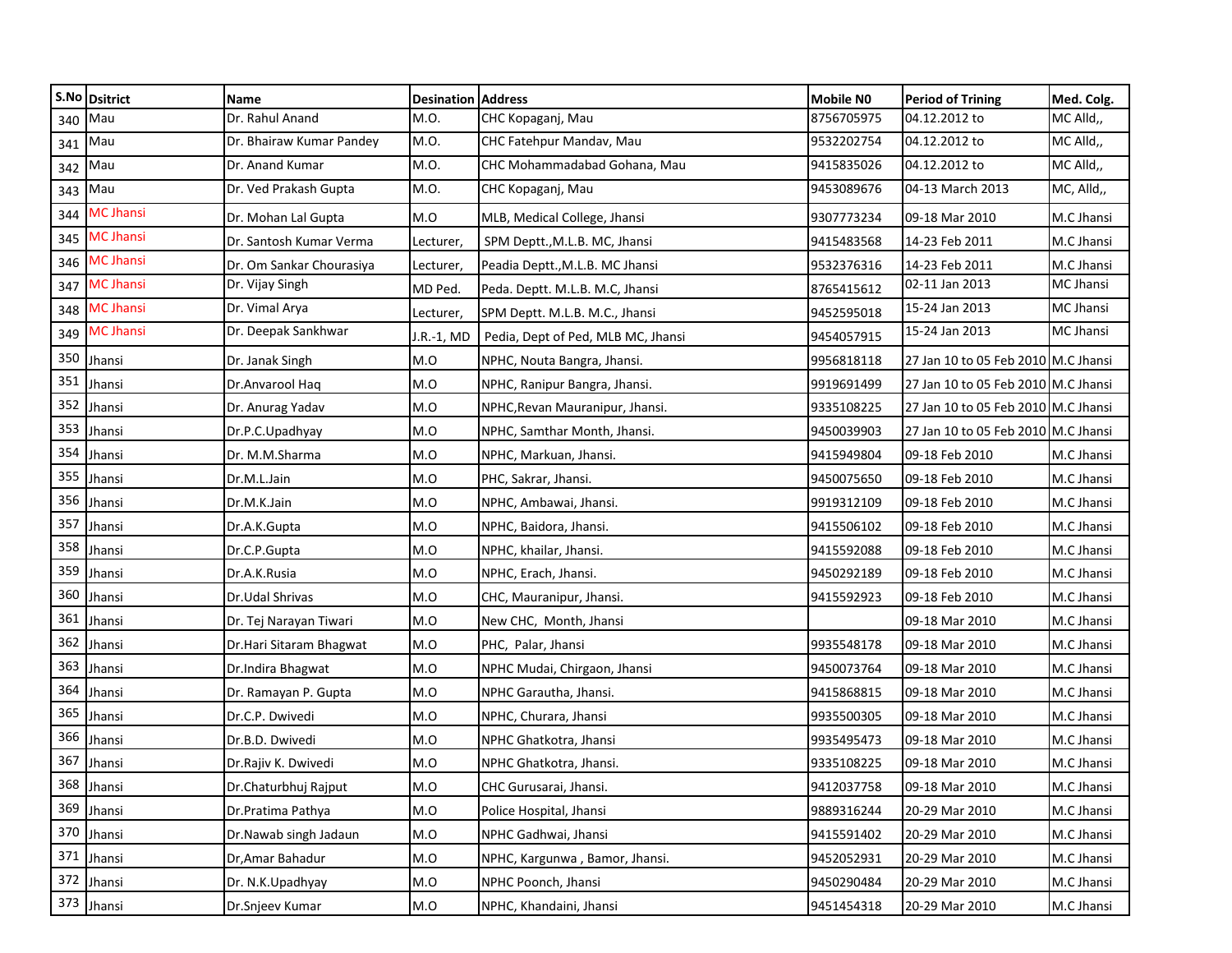| S.No | Dsitrict | Name | Desination | Address | Mobile N0 | Period of Trining | Med. Colg. |
|---|---|---|---|---|---|---|---|
| 340 | Mau | Dr. Rahul Anand | M.O. | CHC Kopaganj, Mau | 8756705975 | 04.12.2012 to | MC Alld,, |
| 341 | Mau | Dr. Bhairaw Kumar Pandey | M.O. | CHC Fatehpur Mandav, Mau | 9532202754 | 04.12.2012 to | MC Alld,, |
| 342 | Mau | Dr. Anand Kumar | M.O. | CHC Mohammadabad Gohana, Mau | 9415835026 | 04.12.2012 to | MC Alld,, |
| 343 | Mau | Dr. Ved Prakash Gupta | M.O. | CHC Kopaganj, Mau | 9453089676 | 04-13 March 2013 | MC, Alld,, |
| 344 | MC Jhansi | Dr. Mohan Lal Gupta | M.O | MLB, Medical College, Jhansi | 9307773234 | 09-18 Mar 2010 | M.C Jhansi |
| 345 | MC Jhansi | Dr. Santosh Kumar Verma | Lecturer, | SPM Deptt.,M.L.B. MC, Jhansi | 9415483568 | 14-23 Feb 2011 | M.C Jhansi |
| 346 | MC Jhansi | Dr. Om Sankar Chourasiya | Lecturer, | Peadia Deptt.,M.L.B. MC Jhansi | 9532376316 | 14-23 Feb 2011 | M.C Jhansi |
| 347 | MC Jhansi | Dr. Vijay Singh | MD Ped. | Peda. Deptt. M.L.B. M.C, Jhansi | 8765415612 | 02-11 Jan 2013 | MC Jhansi |
| 348 | MC Jhansi | Dr. Vimal Arya | Lecturer, | SPM Deptt. M.L.B. M.C., Jhansi | 9452595018 | 15-24 Jan 2013 | MC Jhansi |
| 349 | MC Jhansi | Dr. Deepak Sankhwar | J.R.-1, MD | Pedia, Dept of Ped, MLB MC, Jhansi | 9454057915 | 15-24 Jan 2013 | MC Jhansi |
| 350 | Jhansi | Dr. Janak Singh | M.O | NPHC, Nouta Bangra, Jhansi. | 9956818118 | 27 Jan 10 to 05 Feb 2010 | M.C Jhansi |
| 351 | Jhansi | Dr.Anvarool Haq | M.O | NPHC, Ranipur Bangra, Jhansi. | 9919691499 | 27 Jan 10 to 05 Feb 2010 | M.C Jhansi |
| 352 | Jhansi | Dr. Anurag Yadav | M.O | NPHC,Revan Mauranipur, Jhansi. | 9335108225 | 27 Jan 10 to 05 Feb 2010 | M.C Jhansi |
| 353 | Jhansi | Dr.P.C.Upadhyay | M.O | NPHC, Samthar Month, Jhansi. | 9450039903 | 27 Jan 10 to 05 Feb 2010 | M.C Jhansi |
| 354 | Jhansi | Dr. M.M.Sharma | M.O | NPHC, Markuan, Jhansi. | 9415949804 | 09-18 Feb 2010 | M.C Jhansi |
| 355 | Jhansi | Dr.M.L.Jain | M.O | PHC, Sakrar, Jhansi. | 9450075650 | 09-18 Feb 2010 | M.C Jhansi |
| 356 | Jhansi | Dr.M.K.Jain | M.O | NPHC, Ambawai, Jhansi. | 9919312109 | 09-18 Feb 2010 | M.C Jhansi |
| 357 | Jhansi | Dr.A.K.Gupta | M.O | NPHC, Baidora, Jhansi. | 9415506102 | 09-18 Feb 2010 | M.C Jhansi |
| 358 | Jhansi | Dr.C.P.Gupta | M.O | NPHC, khailar, Jhansi. | 9415592088 | 09-18 Feb 2010 | M.C Jhansi |
| 359 | Jhansi | Dr.A.K.Rusia | M.O | NPHC, Erach, Jhansi. | 9450292189 | 09-18 Feb 2010 | M.C Jhansi |
| 360 | Jhansi | Dr.Udal Shrivas | M.O | CHC, Mauranipur, Jhansi. | 9415592923 | 09-18 Feb 2010 | M.C Jhansi |
| 361 | Jhansi | Dr. Tej Narayan Tiwari | M.O | New CHC, Month, Jhansi | | 09-18 Mar 2010 | M.C Jhansi |
| 362 | Jhansi | Dr.Hari Sitaram Bhagwat | M.O | PHC, Palar, Jhansi | 9935548178 | 09-18 Mar 2010 | M.C Jhansi |
| 363 | Jhansi | Dr.Indira Bhagwat | M.O | NPHC Mudai, Chirgaon, Jhansi | 9450073764 | 09-18 Mar 2010 | M.C Jhansi |
| 364 | Jhansi | Dr. Ramayan P. Gupta | M.O | NPHC Garautha, Jhansi. | 9415868815 | 09-18 Mar 2010 | M.C Jhansi |
| 365 | Jhansi | Dr.C.P. Dwivedi | M.O | NPHC, Churara, Jhansi | 9935500305 | 09-18 Mar 2010 | M.C Jhansi |
| 366 | Jhansi | Dr.B.D. Dwivedi | M.O | NPHC Ghatkotra, Jhansi | 9935495473 | 09-18 Mar 2010 | M.C Jhansi |
| 367 | Jhansi | Dr.Rajiv K. Dwivedi | M.O | NPHC Ghatkotra, Jhansi. | 9335108225 | 09-18 Mar 2010 | M.C Jhansi |
| 368 | Jhansi | Dr.Chaturbhuj Rajput | M.O | CHC Gurusarai, Jhansi. | 9412037758 | 09-18 Mar 2010 | M.C Jhansi |
| 369 | Jhansi | Dr.Pratima Pathya | M.O | Police Hospital, Jhansi | 9889316244 | 20-29 Mar 2010 | M.C Jhansi |
| 370 | Jhansi | Dr.Nawab singh Jadaun | M.O | NPHC Gadhwai, Jhansi | 9415591402 | 20-29 Mar 2010 | M.C Jhansi |
| 371 | Jhansi | Dr,Amar Bahadur | M.O | NPHC, Kargunwa , Bamor, Jhansi. | 9452052931 | 20-29 Mar 2010 | M.C Jhansi |
| 372 | Jhansi | Dr. N.K.Upadhyay | M.O | NPHC Poonch, Jhansi | 9450290484 | 20-29 Mar 2010 | M.C Jhansi |
| 373 | Jhansi | Dr.Snjeev Kumar | M.O | NPHC, Khandaini, Jhansi | 9451454318 | 20-29 Mar 2010 | M.C Jhansi |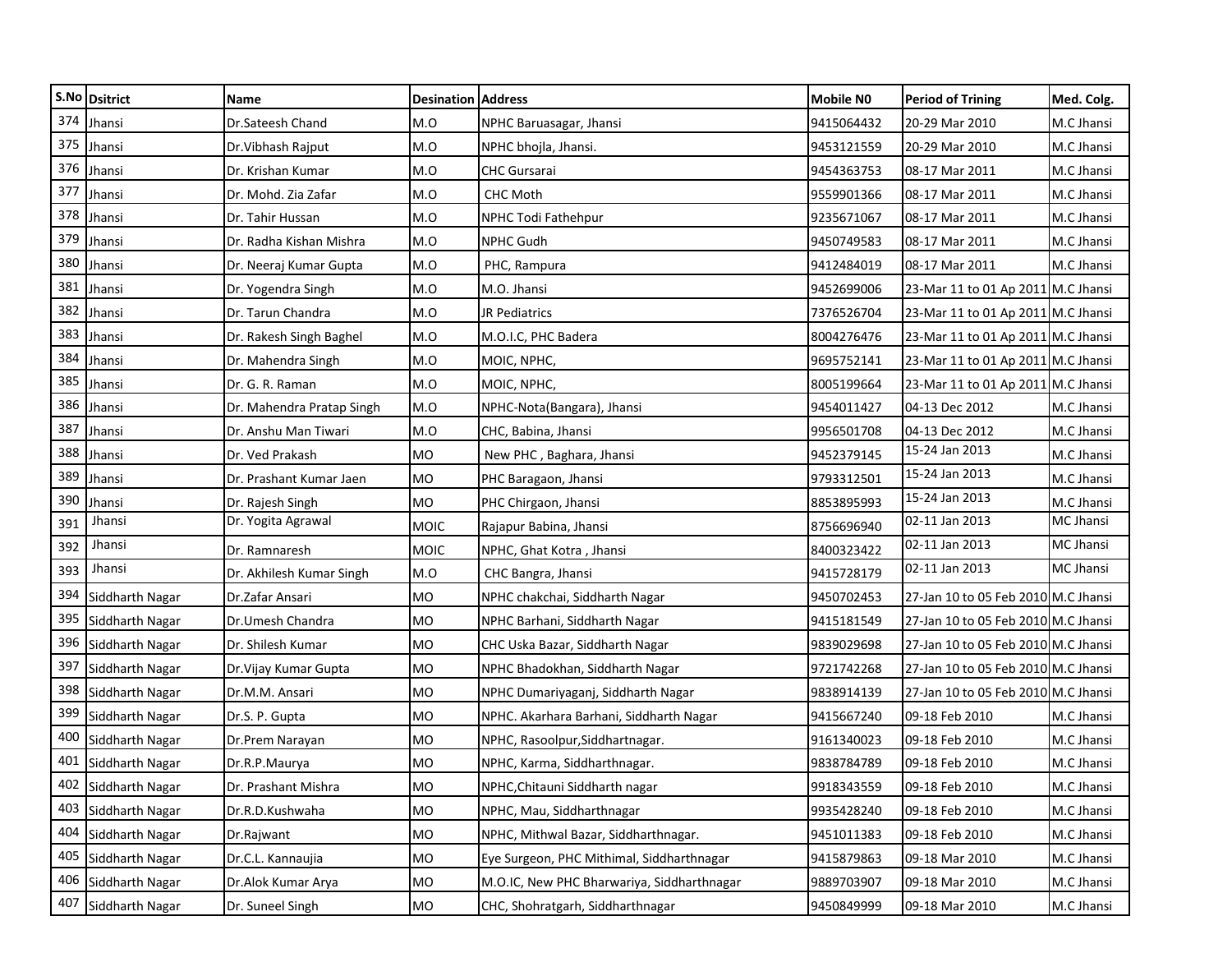| S.No | Dsitrict | Name | Desination | Address | Mobile N0 | Period of Trining | Med. Colg. |
|---|---|---|---|---|---|---|---|
| 374 | Jhansi | Dr.Sateesh Chand | M.O | NPHC Baruasagar, Jhansi | 9415064432 | 20-29 Mar 2010 | M.C Jhansi |
| 375 | Jhansi | Dr.Vibhash Rajput | M.O | NPHC bhojla, Jhansi. | 9453121559 | 20-29 Mar 2010 | M.C Jhansi |
| 376 | Jhansi | Dr. Krishan Kumar | M.O | CHC Gursarai | 9454363753 | 08-17 Mar 2011 | M.C Jhansi |
| 377 | Jhansi | Dr. Mohd. Zia Zafar | M.O | CHC Moth | 9559901366 | 08-17 Mar 2011 | M.C Jhansi |
| 378 | Jhansi | Dr. Tahir Hussan | M.O | NPHC Todi Fathehpur | 9235671067 | 08-17 Mar 2011 | M.C Jhansi |
| 379 | Jhansi | Dr. Radha Kishan Mishra | M.O | NPHC Gudh | 9450749583 | 08-17 Mar 2011 | M.C Jhansi |
| 380 | Jhansi | Dr. Neeraj Kumar Gupta | M.O | PHC, Rampura | 9412484019 | 08-17 Mar 2011 | M.C Jhansi |
| 381 | Jhansi | Dr. Yogendra Singh | M.O | M.O. Jhansi | 9452699006 | 23-Mar 11 to 01 Ap 2011 | M.C Jhansi |
| 382 | Jhansi | Dr. Tarun Chandra | M.O | JR Pediatrics | 7376526704 | 23-Mar 11 to 01 Ap 2011 | M.C Jhansi |
| 383 | Jhansi | Dr. Rakesh Singh Baghel | M.O | M.O.I.C, PHC Badera | 8004276476 | 23-Mar 11 to 01 Ap 2011 | M.C Jhansi |
| 384 | Jhansi | Dr. Mahendra Singh | M.O | MOIC, NPHC, | 9695752141 | 23-Mar 11 to 01 Ap 2011 | M.C Jhansi |
| 385 | Jhansi | Dr. G. R. Raman | M.O | MOIC, NPHC, | 8005199664 | 23-Mar 11 to 01 Ap 2011 | M.C Jhansi |
| 386 | Jhansi | Dr. Mahendra Pratap Singh | M.O | NPHC-Nota(Bangara), Jhansi | 9454011427 | 04-13 Dec 2012 | M.C Jhansi |
| 387 | Jhansi | Dr. Anshu Man Tiwari | M.O | CHC, Babina, Jhansi | 9956501708 | 04-13 Dec 2012 | M.C Jhansi |
| 388 | Jhansi | Dr. Ved Prakash | MO | New PHC , Baghara, Jhansi | 9452379145 | 15-24 Jan 2013 | M.C Jhansi |
| 389 | Jhansi | Dr. Prashant Kumar Jaen | MO | PHC Baragaon, Jhansi | 9793312501 | 15-24 Jan 2013 | M.C Jhansi |
| 390 | Jhansi | Dr. Rajesh Singh | MO | PHC Chirgaon, Jhansi | 8853895993 | 15-24 Jan 2013 | M.C Jhansi |
| 391 | Jhansi | Dr. Yogita Agrawal | MOIC | Rajapur Babina, Jhansi | 8756696940 | 02-11 Jan 2013 | MC Jhansi |
| 392 | Jhansi | Dr. Ramnaresh | MOIC | NPHC, Ghat Kotra , Jhansi | 8400323422 | 02-11 Jan 2013 | MC Jhansi |
| 393 | Jhansi | Dr. Akhilesh Kumar Singh | M.O | CHC Bangra, Jhansi | 9415728179 | 02-11 Jan 2013 | MC Jhansi |
| 394 | Siddharth Nagar | Dr.Zafar Ansari | MO | NPHC chakchai, Siddharth Nagar | 9450702453 | 27-Jan 10 to 05 Feb 2010 | M.C Jhansi |
| 395 | Siddharth Nagar | Dr.Umesh Chandra | MO | NPHC Barhani, Siddharth Nagar | 9415181549 | 27-Jan 10 to 05 Feb 2010 | M.C Jhansi |
| 396 | Siddharth Nagar | Dr. Shilesh Kumar | MO | CHC Uska Bazar, Siddharth Nagar | 9839029698 | 27-Jan 10 to 05 Feb 2010 | M.C Jhansi |
| 397 | Siddharth Nagar | Dr.Vijay Kumar Gupta | MO | NPHC Bhadokhan, Siddharth Nagar | 9721742268 | 27-Jan 10 to 05 Feb 2010 | M.C Jhansi |
| 398 | Siddharth Nagar | Dr.M.M. Ansari | MO | NPHC Dumariyaganj, Siddharth Nagar | 9838914139 | 27-Jan 10 to 05 Feb 2010 | M.C Jhansi |
| 399 | Siddharth Nagar | Dr.S. P. Gupta | MO | NPHC. Akarhara Barhani, Siddharth Nagar | 9415667240 | 09-18 Feb 2010 | M.C Jhansi |
| 400 | Siddharth Nagar | Dr.Prem Narayan | MO | NPHC, Rasoolpur,Siddhartnagar. | 9161340023 | 09-18 Feb 2010 | M.C Jhansi |
| 401 | Siddharth Nagar | Dr.R.P.Maurya | MO | NPHC, Karma, Siddharthnagar. | 9838784789 | 09-18 Feb 2010 | M.C Jhansi |
| 402 | Siddharth Nagar | Dr. Prashant Mishra | MO | NPHC,Chitauni Siddharth nagar | 9918343559 | 09-18 Feb 2010 | M.C Jhansi |
| 403 | Siddharth Nagar | Dr.R.D.Kushwaha | MO | NPHC, Mau, Siddharthnagar | 9935428240 | 09-18 Feb 2010 | M.C Jhansi |
| 404 | Siddharth Nagar | Dr.Rajwant | MO | NPHC, Mithwal Bazar, Siddharthnagar. | 9451011383 | 09-18 Feb 2010 | M.C Jhansi |
| 405 | Siddharth Nagar | Dr.C.L. Kannaujia | MO | Eye Surgeon, PHC Mithimal, Siddharthnagar | 9415879863 | 09-18 Mar 2010 | M.C Jhansi |
| 406 | Siddharth Nagar | Dr.Alok Kumar Arya | MO | M.O.IC, New PHC Bharwariya, Siddharthnagar | 9889703907 | 09-18 Mar 2010 | M.C Jhansi |
| 407 | Siddharth Nagar | Dr. Suneel Singh | MO | CHC, Shohratgarh, Siddharthnagar | 9450849999 | 09-18 Mar 2010 | M.C Jhansi |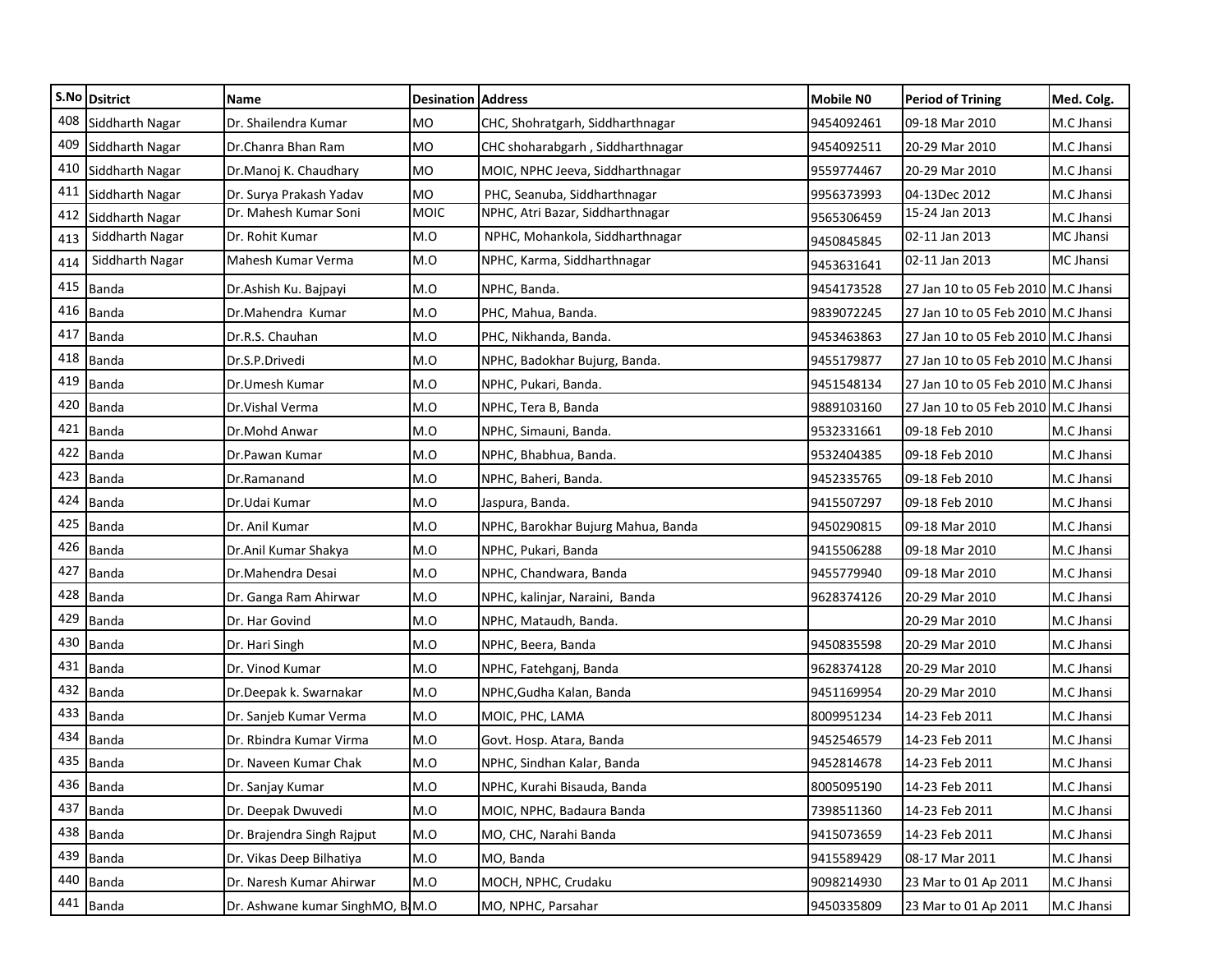| S.No | Dsitrict | Name | Desination | Address | Mobile N0 | Period of Trining | Med. Colg. |
|---|---|---|---|---|---|---|---|
| 408 | Siddharth Nagar | Dr. Shailendra Kumar | MO | CHC, Shohratgarh, Siddharthnagar | 9454092461 | 09-18 Mar 2010 | M.C Jhansi |
| 409 | Siddharth Nagar | Dr.Chanra Bhan Ram | MO | CHC shoharabgarh , Siddharthnagar | 9454092511 | 20-29 Mar 2010 | M.C Jhansi |
| 410 | Siddharth Nagar | Dr.Manoj K. Chaudhary | MO | MOIC, NPHC Jeeva, Siddharthnagar | 9559774467 | 20-29 Mar 2010 | M.C Jhansi |
| 411 | Siddharth Nagar | Dr. Surya Prakash Yadav | MO | PHC, Seanuba, Siddharthnagar | 9956373993 | 04-13Dec 2012 | M.C Jhansi |
| 412 | Siddharth Nagar | Dr. Mahesh Kumar Soni | MOIC | NPHC, Atri Bazar, Siddharthnagar | 9565306459 | 15-24 Jan 2013 | M.C Jhansi |
| 413 | Siddharth Nagar | Dr. Rohit Kumar | M.O | NPHC, Mohankola, Siddharthnagar | 9450845845 | 02-11 Jan 2013 | MC Jhansi |
| 414 | Siddharth Nagar | Mahesh Kumar Verma | M.O | NPHC, Karma, Siddharthnagar | 9453631641 | 02-11 Jan 2013 | MC Jhansi |
| 415 | Banda | Dr.Ashish Ku. Bajpayi | M.O | NPHC, Banda. | 9454173528 | 27 Jan 10 to 05 Feb 2010 | M.C Jhansi |
| 416 | Banda | Dr.Mahendra Kumar | M.O | PHC, Mahua, Banda. | 9839072245 | 27 Jan 10 to 05 Feb 2010 | M.C Jhansi |
| 417 | Banda | Dr.R.S. Chauhan | M.O | PHC, Nikhanda, Banda. | 9453463863 | 27 Jan 10 to 05 Feb 2010 | M.C Jhansi |
| 418 | Banda | Dr.S.P.Drivedi | M.O | NPHC, Badokhar Bujurg, Banda. | 9455179877 | 27 Jan 10 to 05 Feb 2010 | M.C Jhansi |
| 419 | Banda | Dr.Umesh Kumar | M.O | NPHC, Pukari, Banda. | 9451548134 | 27 Jan 10 to 05 Feb 2010 | M.C Jhansi |
| 420 | Banda | Dr.Vishal Verma | M.O | NPHC, Tera B, Banda | 9889103160 | 27 Jan 10 to 05 Feb 2010 | M.C Jhansi |
| 421 | Banda | Dr.Mohd Anwar | M.O | NPHC, Simauni, Banda. | 9532331661 | 09-18 Feb 2010 | M.C Jhansi |
| 422 | Banda | Dr.Pawan Kumar | M.O | NPHC, Bhabhua, Banda. | 9532404385 | 09-18 Feb 2010 | M.C Jhansi |
| 423 | Banda | Dr.Ramanand | M.O | NPHC, Baheri, Banda. | 9452335765 | 09-18 Feb 2010 | M.C Jhansi |
| 424 | Banda | Dr.Udai Kumar | M.O | Jaspura, Banda. | 9415507297 | 09-18 Feb 2010 | M.C Jhansi |
| 425 | Banda | Dr. Anil Kumar | M.O | NPHC, Barokhar Bujurg Mahua, Banda | 9450290815 | 09-18 Mar 2010 | M.C Jhansi |
| 426 | Banda | Dr.Anil Kumar Shakya | M.O | NPHC, Pukari, Banda | 9415506288 | 09-18 Mar 2010 | M.C Jhansi |
| 427 | Banda | Dr.Mahendra Desai | M.O | NPHC, Chandwara, Banda | 9455779940 | 09-18 Mar 2010 | M.C Jhansi |
| 428 | Banda | Dr. Ganga Ram Ahirwar | M.O | NPHC, kalinjar, Naraini, Banda | 9628374126 | 20-29 Mar 2010 | M.C Jhansi |
| 429 | Banda | Dr. Har Govind | M.O | NPHC, Mataudh, Banda. | | 20-29 Mar 2010 | M.C Jhansi |
| 430 | Banda | Dr. Hari Singh | M.O | NPHC, Beera, Banda | 9450835598 | 20-29 Mar 2010 | M.C Jhansi |
| 431 | Banda | Dr. Vinod Kumar | M.O | NPHC, Fatehganj, Banda | 9628374128 | 20-29 Mar 2010 | M.C Jhansi |
| 432 | Banda | Dr.Deepak k. Swarnakar | M.O | NPHC,Gudha Kalan, Banda | 9451169954 | 20-29 Mar 2010 | M.C Jhansi |
| 433 | Banda | Dr. Sanjeb Kumar Verma | M.O | MOIC, PHC, LAMA | 8009951234 | 14-23 Feb 2011 | M.C Jhansi |
| 434 | Banda | Dr. Rbindra Kumar Virma | M.O | Govt. Hosp. Atara, Banda | 9452546579 | 14-23 Feb 2011 | M.C Jhansi |
| 435 | Banda | Dr. Naveen Kumar Chak | M.O | NPHC, Sindhan Kalar, Banda | 9452814678 | 14-23 Feb 2011 | M.C Jhansi |
| 436 | Banda | Dr. Sanjay Kumar | M.O | NPHC, Kurahi Bisauda, Banda | 8005095190 | 14-23 Feb 2011 | M.C Jhansi |
| 437 | Banda | Dr. Deepak Dwuvedi | M.O | MOIC, NPHC, Badaura Banda | 7398511360 | 14-23 Feb 2011 | M.C Jhansi |
| 438 | Banda | Dr. Brajendra Singh Rajput | M.O | MO, CHC, Narahi Banda | 9415073659 | 14-23 Feb 2011 | M.C Jhansi |
| 439 | Banda | Dr. Vikas Deep Bilhatiya | M.O | MO, Banda | 9415589429 | 08-17 Mar 2011 | M.C Jhansi |
| 440 | Banda | Dr. Naresh Kumar Ahirwar | M.O | MOCH, NPHC, Crudaku | 9098214930 | 23 Mar to 01 Ap 2011 | M.C Jhansi |
| 441 | Banda | Dr. Ashwane kumar SinghMO, B | M.O | MO, NPHC, Parsahar | 9450335809 | 23 Mar to 01 Ap 2011 | M.C Jhansi |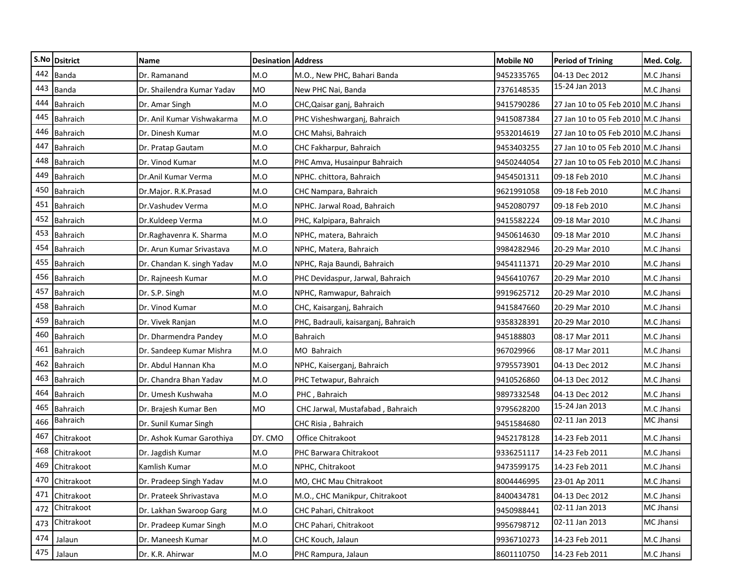| S.No | Dsitrict | Name | Desination | Address | Mobile N0 | Period of Trining | Med. Colg. |
|---|---|---|---|---|---|---|---|
| 442 | Banda | Dr. Ramanand | M.O | M.O., New PHC, Bahari Banda | 9452335765 | 04-13 Dec 2012 | M.C Jhansi |
| 443 | Banda | Dr. Shailendra Kumar Yadav | MO | New PHC Nai, Banda | 7376148535 | 15-24 Jan 2013 | M.C Jhansi |
| 444 | Bahraich | Dr. Amar Singh | M.O | CHC,Qaisar ganj, Bahraich | 9415790286 | 27 Jan 10 to 05 Feb 2010 | M.C Jhansi |
| 445 | Bahraich | Dr. Anil Kumar Vishwakarma | M.O | PHC Visheshwarganj, Bahraich | 9415087384 | 27 Jan 10 to 05 Feb 2010 | M.C Jhansi |
| 446 | Bahraich | Dr. Dinesh Kumar | M.O | CHC Mahsi, Bahraich | 9532014619 | 27 Jan 10 to 05 Feb 2010 | M.C Jhansi |
| 447 | Bahraich | Dr. Pratap Gautam | M.O | CHC Fakharpur, Bahraich | 9453403255 | 27 Jan 10 to 05 Feb 2010 | M.C Jhansi |
| 448 | Bahraich | Dr. Vinod Kumar | M.O | PHC Amva, Husainpur Bahraich | 9450244054 | 27 Jan 10 to 05 Feb 2010 | M.C Jhansi |
| 449 | Bahraich | Dr.Anil Kumar Verma | M.O | NPHC. chittora, Bahraich | 9454501311 | 09-18 Feb 2010 | M.C Jhansi |
| 450 | Bahraich | Dr.Major. R.K.Prasad | M.O | CHC Nampara, Bahraich | 9621991058 | 09-18 Feb 2010 | M.C Jhansi |
| 451 | Bahraich | Dr.Vashudev Verma | M.O | NPHC. Jarwal Road, Bahraich | 9452080797 | 09-18 Feb 2010 | M.C Jhansi |
| 452 | Bahraich | Dr.Kuldeep Verma | M.O | PHC, Kalpipara, Bahraich | 9415582224 | 09-18 Mar 2010 | M.C Jhansi |
| 453 | Bahraich | Dr.Raghavenra K. Sharma | M.O | NPHC, matera, Bahraich | 9450614630 | 09-18 Mar 2010 | M.C Jhansi |
| 454 | Bahraich | Dr. Arun Kumar Srivastava | M.O | NPHC, Matera, Bahraich | 9984282946 | 20-29 Mar 2010 | M.C Jhansi |
| 455 | Bahraich | Dr. Chandan K. singh Yadav | M.O | NPHC, Raja Baundi, Bahraich | 9454111371 | 20-29 Mar 2010 | M.C Jhansi |
| 456 | Bahraich | Dr. Rajneesh Kumar | M.O | PHC Devidaspur, Jarwal, Bahraich | 9456410767 | 20-29 Mar 2010 | M.C Jhansi |
| 457 | Bahraich | Dr. S.P. Singh | M.O | NPHC, Ramwapur, Bahraich | 9919625712 | 20-29 Mar 2010 | M.C Jhansi |
| 458 | Bahraich | Dr. Vinod Kumar | M.O | CHC, Kaisarganj, Bahraich | 9415847660 | 20-29 Mar 2010 | M.C Jhansi |
| 459 | Bahraich | Dr. Vivek Ranjan | M.O | PHC, Badrauli, kaisarganj, Bahraich | 9358328391 | 20-29 Mar 2010 | M.C Jhansi |
| 460 | Bahraich | Dr. Dharmendra Pandey | M.O | Bahraich | 945188803 | 08-17 Mar 2011 | M.C Jhansi |
| 461 | Bahraich | Dr. Sandeep Kumar Mishra | M.O | MO Bahraich | 967029966 | 08-17 Mar 2011 | M.C Jhansi |
| 462 | Bahraich | Dr. Abdul Hannan Kha | M.O | NPHC, Kaiserganj, Bahraich | 9795573901 | 04-13 Dec 2012 | M.C Jhansi |
| 463 | Bahraich | Dr. Chandra Bhan Yadav | M.O | PHC Tetwapur, Bahraich | 9410526860 | 04-13 Dec 2012 | M.C Jhansi |
| 464 | Bahraich | Dr. Umesh Kushwaha | M.O | PHC , Bahraich | 9897332548 | 04-13 Dec 2012 | M.C Jhansi |
| 465 | Bahraich | Dr. Brajesh Kumar Ben | MO | CHC Jarwal, Mustafabad , Bahraich | 9795628200 | 15-24 Jan 2013 | M.C Jhansi |
| 466 | Bahraich | Dr. Sunil Kumar Singh | | CHC Risia , Bahraich | 9451584680 | 02-11 Jan 2013 | MC Jhansi |
| 467 | Chitrakoot | Dr. Ashok Kumar Garothiya | DY. CMO | Office Chitrakoot | 9452178128 | 14-23 Feb 2011 | M.C Jhansi |
| 468 | Chitrakoot | Dr. Jagdish Kumar | M.O | PHC Barwara Chitrakoot | 9336251117 | 14-23 Feb 2011 | M.C Jhansi |
| 469 | Chitrakoot | Kamlish Kumar | M.O | NPHC, Chitrakoot | 9473599175 | 14-23 Feb 2011 | M.C Jhansi |
| 470 | Chitrakoot | Dr. Pradeep Singh Yadav | M.O | MO, CHC Mau Chitrakoot | 8004446995 | 23-01 Ap 2011 | M.C Jhansi |
| 471 | Chitrakoot | Dr. Prateek Shrivastava | M.O | M.O., CHC Manikpur, Chitrakoot | 8400434781 | 04-13 Dec 2012 | M.C Jhansi |
| 472 | Chitrakoot | Dr. Lakhan Swaroop Garg | M.O | CHC Pahari, Chitrakoot | 9450988441 | 02-11 Jan 2013 | MC Jhansi |
| 473 | Chitrakoot | Dr. Pradeep Kumar Singh | M.O | CHC Pahari, Chitrakoot | 9956798712 | 02-11 Jan 2013 | MC Jhansi |
| 474 | Jalaun | Dr. Maneesh Kumar | M.O | CHC Kouch, Jalaun | 9936710273 | 14-23 Feb 2011 | M.C Jhansi |
| 475 | Jalaun | Dr. K.R. Ahirwar | M.O | PHC Rampura, Jalaun | 8601110750 | 14-23 Feb 2011 | M.C Jhansi |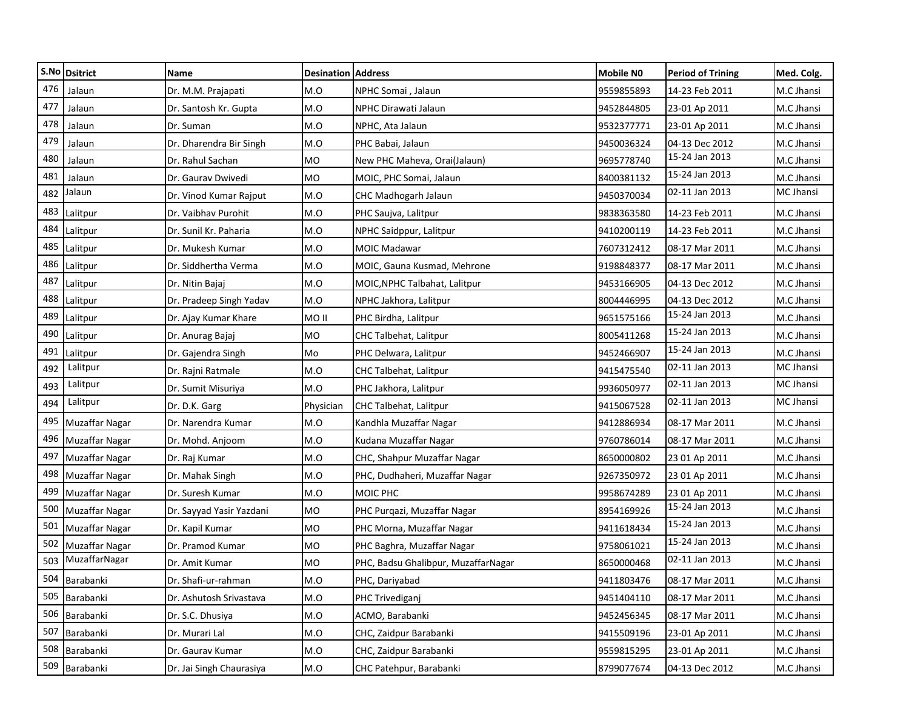| S.No | Dsitrict | Name | Desination | Address | Mobile N0 | Period of Trining | Med. Colg. |
|---|---|---|---|---|---|---|---|
| 476 | Jalaun | Dr. M.M. Prajapati | M.O | NPHC Somai , Jalaun | 9559855893 | 14-23 Feb 2011 | M.C Jhansi |
| 477 | Jalaun | Dr. Santosh Kr. Gupta | M.O | NPHC Dirawati Jalaun | 9452844805 | 23-01 Ap 2011 | M.C Jhansi |
| 478 | Jalaun | Dr. Suman | M.O | NPHC, Ata Jalaun | 9532377771 | 23-01 Ap 2011 | M.C Jhansi |
| 479 | Jalaun | Dr. Dharendra Bir Singh | M.O | PHC Babai, Jalaun | 9450036324 | 04-13 Dec 2012 | M.C Jhansi |
| 480 | Jalaun | Dr. Rahul Sachan | MO | New PHC Maheva, Orai(Jalaun) | 9695778740 | 15-24 Jan 2013 | M.C Jhansi |
| 481 | Jalaun | Dr. Gaurav Dwivedi | MO | MOIC, PHC Somai, Jalaun | 8400381132 | 15-24 Jan 2013 | M.C Jhansi |
| 482 | Jalaun | Dr. Vinod Kumar Rajput | M.O | CHC Madhogarh Jalaun | 9450370034 | 02-11 Jan 2013 | MC Jhansi |
| 483 | Lalitpur | Dr. Vaibhav Purohit | M.O | PHC Saujva, Lalitpur | 9838363580 | 14-23 Feb 2011 | M.C Jhansi |
| 484 | Lalitpur | Dr. Sunil Kr. Paharia | M.O | NPHC Saidppur, Lalitpur | 9410200119 | 14-23 Feb 2011 | M.C Jhansi |
| 485 | Lalitpur | Dr. Mukesh Kumar | M.O | MOIC Madawar | 7607312412 | 08-17 Mar 2011 | M.C Jhansi |
| 486 | Lalitpur | Dr. Siddhertha Verma | M.O | MOIC, Gauna Kusmad, Mehrone | 9198848377 | 08-17 Mar 2011 | M.C Jhansi |
| 487 | Lalitpur | Dr. Nitin Bajaj | M.O | MOIC,NPHC Talbahat, Lalitpur | 9453166905 | 04-13 Dec 2012 | M.C Jhansi |
| 488 | Lalitpur | Dr. Pradeep Singh Yadav | M.O | NPHC Jakhora, Lalitpur | 8004446995 | 04-13 Dec 2012 | M.C Jhansi |
| 489 | Lalitpur | Dr. Ajay Kumar Khare | MO II | PHC Birdha, Lalitpur | 9651575166 | 15-24 Jan 2013 | M.C Jhansi |
| 490 | Lalitpur | Dr. Anurag Bajaj | MO | CHC Talbehat, Lalitpur | 8005411268 | 15-24 Jan 2013 | M.C Jhansi |
| 491 | Lalitpur | Dr. Gajendra Singh | Mo | PHC Delwara, Lalitpur | 9452466907 | 15-24 Jan 2013 | M.C Jhansi |
| 492 | Lalitpur | Dr. Rajni Ratmale | M.O | CHC Talbehat, Lalitpur | 9415475540 | 02-11 Jan 2013 | MC Jhansi |
| 493 | Lalitpur | Dr. Sumit Misuriya | M.O | PHC Jakhora, Lalitpur | 9936050977 | 02-11 Jan 2013 | MC Jhansi |
| 494 | Lalitpur | Dr. D.K. Garg | Physician | CHC Talbehat, Lalitpur | 9415067528 | 02-11 Jan 2013 | MC Jhansi |
| 495 | Muzaffar Nagar | Dr. Narendra Kumar | M.O | Kandhla Muzaffar Nagar | 9412886934 | 08-17 Mar 2011 | M.C Jhansi |
| 496 | Muzaffar Nagar | Dr. Mohd. Anjoom | M.O | Kudana Muzaffar Nagar | 9760786014 | 08-17 Mar 2011 | M.C Jhansi |
| 497 | Muzaffar Nagar | Dr. Raj Kumar | M.O | CHC, Shahpur Muzaffar Nagar | 8650000802 | 23 01 Ap 2011 | M.C Jhansi |
| 498 | Muzaffar Nagar | Dr. Mahak Singh | M.O | PHC, Dudhaheri, Muzaffar Nagar | 9267350972 | 23 01 Ap 2011 | M.C Jhansi |
| 499 | Muzaffar Nagar | Dr. Suresh Kumar | M.O | MOIC PHC | 9958674289 | 23 01 Ap 2011 | M.C Jhansi |
| 500 | Muzaffar Nagar | Dr. Sayyad Yasir Yazdani | MO | PHC Purqazi, Muzaffar Nagar | 8954169926 | 15-24 Jan 2013 | M.C Jhansi |
| 501 | Muzaffar Nagar | Dr. Kapil Kumar | MO | PHC Morna, Muzaffar Nagar | 9411618434 | 15-24 Jan 2013 | M.C Jhansi |
| 502 | Muzaffar Nagar | Dr. Pramod Kumar | MO | PHC Baghra, Muzaffar Nagar | 9758061021 | 15-24 Jan 2013 | M.C Jhansi |
| 503 | MuzaffarNagar | Dr. Amit Kumar | MO | PHC, Badsu Ghalibpur, MuzaffarNagar | 8650000468 | 02-11 Jan 2013 | M.C Jhansi |
| 504 | Barabanki | Dr. Shafi-ur-rahman | M.O | PHC, Dariyabad | 9411803476 | 08-17 Mar 2011 | M.C Jhansi |
| 505 | Barabanki | Dr. Ashutosh Srivastava | M.O | PHC Trivediganj | 9451404110 | 08-17 Mar 2011 | M.C Jhansi |
| 506 | Barabanki | Dr. S.C. Dhusiya | M.O | ACMO, Barabanki | 9452456345 | 08-17 Mar 2011 | M.C Jhansi |
| 507 | Barabanki | Dr. Murari Lal | M.O | CHC, Zaidpur Barabanki | 9415509196 | 23-01 Ap 2011 | M.C Jhansi |
| 508 | Barabanki | Dr. Gaurav Kumar | M.O | CHC, Zaidpur Barabanki | 9559815295 | 23-01 Ap 2011 | M.C Jhansi |
| 509 | Barabanki | Dr. Jai Singh Chaurasiya | M.O | CHC Patehpur, Barabanki | 8799077674 | 04-13 Dec 2012 | M.C Jhansi |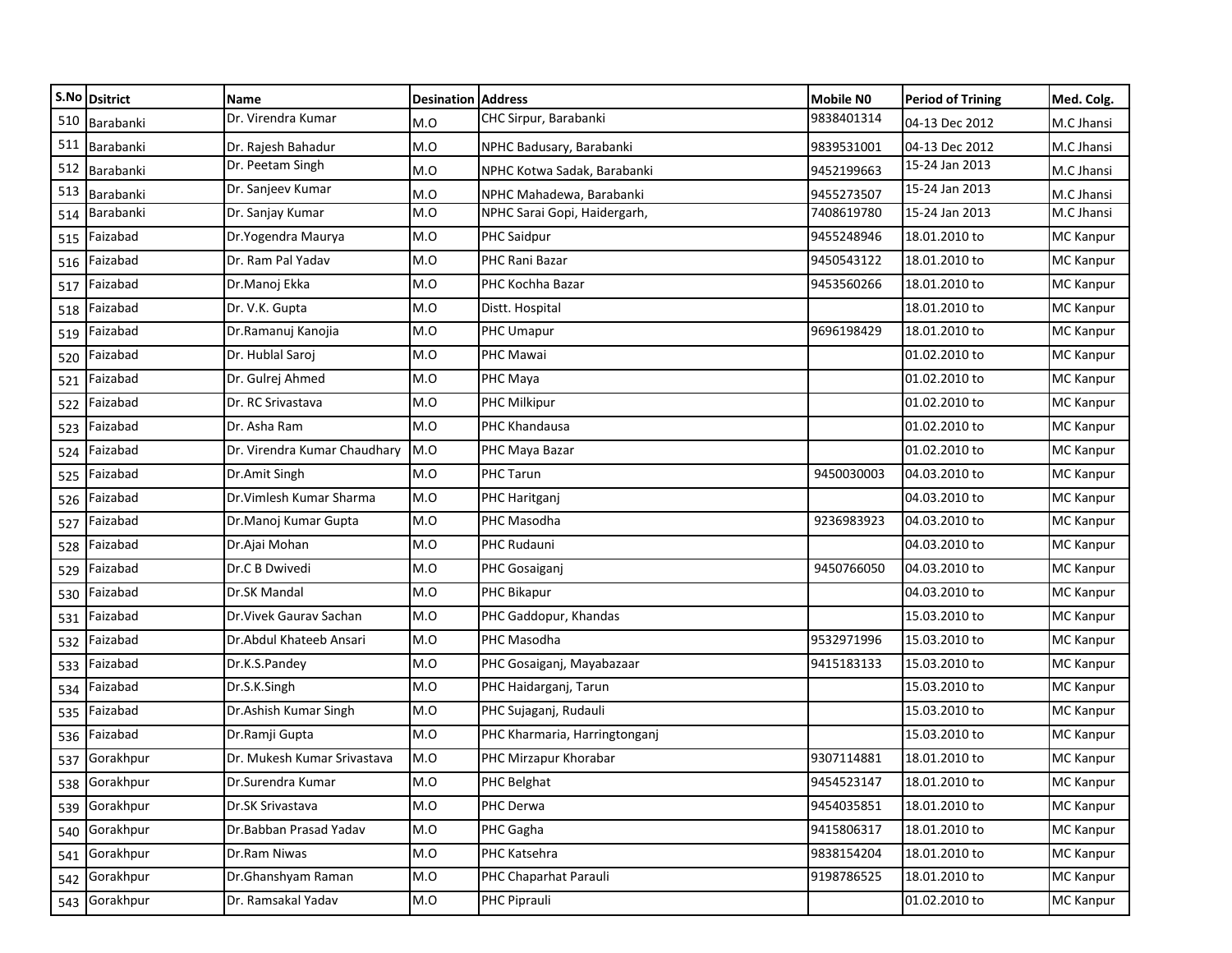| S.No | Dsitrict | Name | Desination | Address | Mobile N0 | Period of Trining | Med. Colg. |
|---|---|---|---|---|---|---|---|
| 510 | Barabanki | Dr. Virendra Kumar | M.O | CHC Sirpur, Barabanki | 9838401314 | 04-13 Dec 2012 | M.C Jhansi |
| 511 | Barabanki | Dr. Rajesh Bahadur | M.O | NPHC Badusary, Barabanki | 9839531001 | 04-13 Dec 2012 | M.C Jhansi |
| 512 | Barabanki | Dr. Peetam Singh | M.O | NPHC Kotwa Sadak, Barabanki | 9452199663 | 15-24 Jan 2013 | M.C Jhansi |
| 513 | Barabanki | Dr. Sanjeev Kumar | M.O | NPHC Mahadewa, Barabanki | 9455273507 | 15-24 Jan 2013 | M.C Jhansi |
| 514 | Barabanki | Dr. Sanjay Kumar | M.O | NPHC Sarai Gopi, Haidergarh, | 7408619780 | 15-24 Jan 2013 | M.C Jhansi |
| 515 | Faizabad | Dr.Yogendra Maurya | M.O | PHC Saidpur | 9455248946 | 18.01.2010 to | MC Kanpur |
| 516 | Faizabad | Dr. Ram Pal Yadav | M.O | PHC Rani Bazar | 9450543122 | 18.01.2010 to | MC Kanpur |
| 517 | Faizabad | Dr.Manoj Ekka | M.O | PHC Kochha Bazar | 9453560266 | 18.01.2010 to | MC Kanpur |
| 518 | Faizabad | Dr. V.K. Gupta | M.O | Distt. Hospital | | 18.01.2010 to | MC Kanpur |
| 519 | Faizabad | Dr.Ramanuj Kanojia | M.O | PHC Umapur | 9696198429 | 18.01.2010 to | MC Kanpur |
| 520 | Faizabad | Dr. Hublal Saroj | M.O | PHC Mawai | | 01.02.2010 to | MC Kanpur |
| 521 | Faizabad | Dr. Gulrej Ahmed | M.O | PHC Maya | | 01.02.2010 to | MC Kanpur |
| 522 | Faizabad | Dr. RC Srivastava | M.O | PHC Milkipur | | 01.02.2010 to | MC Kanpur |
| 523 | Faizabad | Dr. Asha Ram | M.O | PHC Khandausa | | 01.02.2010 to | MC Kanpur |
| 524 | Faizabad | Dr. Virendra Kumar Chaudhary | M.O | PHC Maya Bazar | | 01.02.2010 to | MC Kanpur |
| 525 | Faizabad | Dr.Amit Singh | M.O | PHC Tarun | 9450030003 | 04.03.2010 to | MC Kanpur |
| 526 | Faizabad | Dr.Vimlesh Kumar Sharma | M.O | PHC Haritganj | | 04.03.2010 to | MC Kanpur |
| 527 | Faizabad | Dr.Manoj Kumar Gupta | M.O | PHC Masodha | 9236983923 | 04.03.2010 to | MC Kanpur |
| 528 | Faizabad | Dr.Ajai Mohan | M.O | PHC Rudauni | | 04.03.2010 to | MC Kanpur |
| 529 | Faizabad | Dr.C B Dwivedi | M.O | PHC Gosaiganj | 9450766050 | 04.03.2010 to | MC Kanpur |
| 530 | Faizabad | Dr.SK Mandal | M.O | PHC Bikapur | | 04.03.2010 to | MC Kanpur |
| 531 | Faizabad | Dr.Vivek Gaurav Sachan | M.O | PHC Gaddopur, Khandas | | 15.03.2010 to | MC Kanpur |
| 532 | Faizabad | Dr.Abdul Khateeb Ansari | M.O | PHC Masodha | 9532971996 | 15.03.2010 to | MC Kanpur |
| 533 | Faizabad | Dr.K.S.Pandey | M.O | PHC Gosaiganj, Mayabazaar | 9415183133 | 15.03.2010 to | MC Kanpur |
| 534 | Faizabad | Dr.S.K.Singh | M.O | PHC Haidarganj, Tarun | | 15.03.2010 to | MC Kanpur |
| 535 | Faizabad | Dr.Ashish Kumar Singh | M.O | PHC Sujaganj, Rudauli | | 15.03.2010 to | MC Kanpur |
| 536 | Faizabad | Dr.Ramji Gupta | M.O | PHC Kharmaria, Harringtonganj | | 15.03.2010 to | MC Kanpur |
| 537 | Gorakhpur | Dr. Mukesh Kumar Srivastava | M.O | PHC Mirzapur Khorabar | 9307114881 | 18.01.2010 to | MC Kanpur |
| 538 | Gorakhpur | Dr.Surendra Kumar | M.O | PHC Belghat | 9454523147 | 18.01.2010 to | MC Kanpur |
| 539 | Gorakhpur | Dr.SK Srivastava | M.O | PHC Derwa | 9454035851 | 18.01.2010 to | MC Kanpur |
| 540 | Gorakhpur | Dr.Babban Prasad Yadav | M.O | PHC Gagha | 9415806317 | 18.01.2010 to | MC Kanpur |
| 541 | Gorakhpur | Dr.Ram Niwas | M.O | PHC Katsehra | 9838154204 | 18.01.2010 to | MC Kanpur |
| 542 | Gorakhpur | Dr.Ghanshyam Raman | M.O | PHC Chaparhat Parauli | 9198786525 | 18.01.2010 to | MC Kanpur |
| 543 | Gorakhpur | Dr. Ramsakal Yadav | M.O | PHC Piprauli | | 01.02.2010 to | MC Kanpur |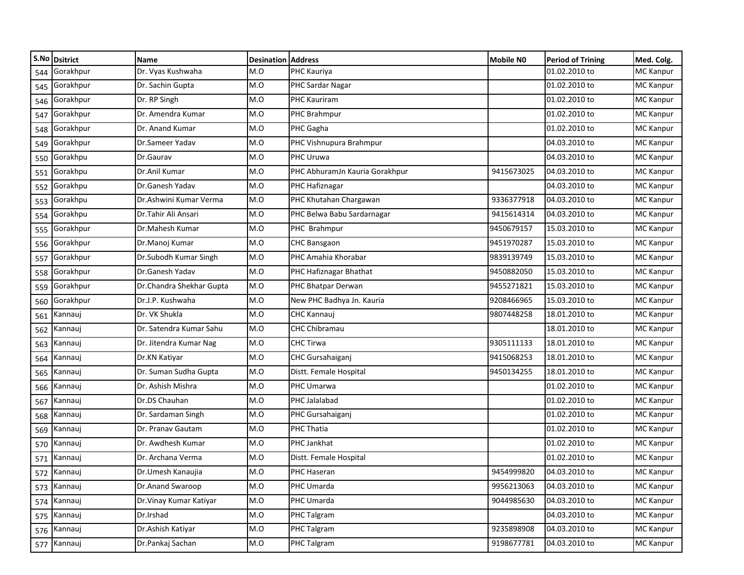| S.No | Dsitrict | Name | Desination | Address | Mobile N0 | Period of Trining | Med. Colg. |
|---|---|---|---|---|---|---|---|
| 544 | Gorakhpur | Dr. Vyas Kushwaha | M.O | PHC Kauriya | | 01.02.2010 to | MC Kanpur |
| 545 | Gorakhpur | Dr. Sachin Gupta | M.O | PHC Sardar Nagar | | 01.02.2010 to | MC Kanpur |
| 546 | Gorakhpur | Dr. RP Singh | M.O | PHC Kauriram | | 01.02.2010 to | MC Kanpur |
| 547 | Gorakhpur | Dr. Amendra Kumar | M.O | PHC Brahmpur | | 01.02.2010 to | MC Kanpur |
| 548 | Gorakhpur | Dr. Anand Kumar | M.O | PHC Gagha | | 01.02.2010 to | MC Kanpur |
| 549 | Gorakhpur | Dr.Sameer Yadav | M.O | PHC Vishnupura Brahmpur | | 04.03.2010 to | MC Kanpur |
| 550 | Gorakhpu | Dr.Gaurav | M.O | PHC Uruwa | | 04.03.2010 to | MC Kanpur |
| 551 | Gorakhpu | Dr.Anil Kumar | M.O | PHC AbhuramJn Kauria Gorakhpur | 9415673025 | 04.03.2010 to | MC Kanpur |
| 552 | Gorakhpu | Dr.Ganesh Yadav | M.O | PHC Hafiznagar | | 04.03.2010 to | MC Kanpur |
| 553 | Gorakhpu | Dr.Ashwini Kumar Verma | M.O | PHC Khutahan Chargawan | 9336377918 | 04.03.2010 to | MC Kanpur |
| 554 | Gorakhpu | Dr.Tahir Ali Ansari | M.O | PHC Belwa Babu Sardarnagar | 9415614314 | 04.03.2010 to | MC Kanpur |
| 555 | Gorakhpur | Dr.Mahesh Kumar | M.O | PHC Brahmpur | 9450679157 | 15.03.2010 to | MC Kanpur |
| 556 | Gorakhpur | Dr.Manoj Kumar | M.O | CHC Bansgaon | 9451970287 | 15.03.2010 to | MC Kanpur |
| 557 | Gorakhpur | Dr.Subodh Kumar Singh | M.O | PHC Amahia Khorabar | 9839139749 | 15.03.2010 to | MC Kanpur |
| 558 | Gorakhpur | Dr.Ganesh Yadav | M.O | PHC Hafiznagar Bhathat | 9450882050 | 15.03.2010 to | MC Kanpur |
| 559 | Gorakhpur | Dr.Chandra Shekhar Gupta | M.O | PHC Bhatpar Derwan | 9455271821 | 15.03.2010 to | MC Kanpur |
| 560 | Gorakhpur | Dr.J.P. Kushwaha | M.O | New PHC Badhya Jn. Kauria | 9208466965 | 15.03.2010 to | MC Kanpur |
| 561 | Kannauj | Dr. VK Shukla | M.O | CHC Kannauj | 9807448258 | 18.01.2010 to | MC Kanpur |
| 562 | Kannauj | Dr. Satendra Kumar Sahu | M.O | CHC Chibramau | | 18.01.2010 to | MC Kanpur |
| 563 | Kannauj | Dr. Jitendra Kumar Nag | M.O | CHC Tirwa | 9305111133 | 18.01.2010 to | MC Kanpur |
| 564 | Kannauj | Dr.KN Katiyar | M.O | CHC Gursahaiganj | 9415068253 | 18.01.2010 to | MC Kanpur |
| 565 | Kannauj | Dr. Suman Sudha Gupta | M.O | Distt. Female Hospital | 9450134255 | 18.01.2010 to | MC Kanpur |
| 566 | Kannauj | Dr. Ashish Mishra | M.O | PHC Umarwa | | 01.02.2010 to | MC Kanpur |
| 567 | Kannauj | Dr.DS Chauhan | M.O | PHC Jalalabad | | 01.02.2010 to | MC Kanpur |
| 568 | Kannauj | Dr. Sardaman Singh | M.O | PHC Gursahaiganj | | 01.02.2010 to | MC Kanpur |
| 569 | Kannauj | Dr. Pranav Gautam | M.O | PHC Thatia | | 01.02.2010 to | MC Kanpur |
| 570 | Kannauj | Dr. Awdhesh Kumar | M.O | PHC Jankhat | | 01.02.2010 to | MC Kanpur |
| 571 | Kannauj | Dr. Archana Verma | M.O | Distt. Female Hospital | | 01.02.2010 to | MC Kanpur |
| 572 | Kannauj | Dr.Umesh Kanaujia | M.O | PHC Haseran | 9454999820 | 04.03.2010 to | MC Kanpur |
| 573 | Kannauj | Dr.Anand Swaroop | M.O | PHC Umarda | 9956213063 | 04.03.2010 to | MC Kanpur |
| 574 | Kannauj | Dr.Vinay Kumar Katiyar | M.O | PHC Umarda | 9044985630 | 04.03.2010 to | MC Kanpur |
| 575 | Kannauj | Dr.Irshad | M.O | PHC Talgram | | 04.03.2010 to | MC Kanpur |
| 576 | Kannauj | Dr.Ashish Katiyar | M.O | PHC Talgram | 9235898908 | 04.03.2010 to | MC Kanpur |
| 577 | Kannauj | Dr.Pankaj Sachan | M.O | PHC Talgram | 9198677781 | 04.03.2010 to | MC Kanpur |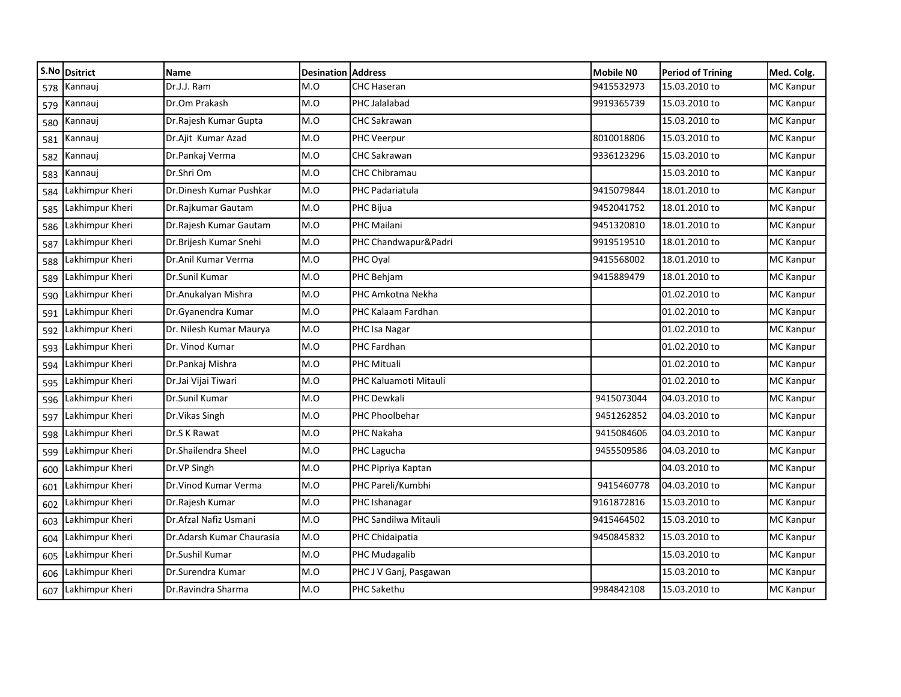| S.No | Dsitrict | Name | Desination | Address | Mobile N0 | Period of Trining | Med. Colg. |
|---|---|---|---|---|---|---|---|
| 578 | Kannauj | Dr.J.J. Ram | M.O | CHC Haseran | 9415532973 | 15.03.2010 to | MC Kanpur |
| 579 | Kannauj | Dr.Om Prakash | M.O | PHC Jalalabad | 9919365739 | 15.03.2010 to | MC Kanpur |
| 580 | Kannauj | Dr.Rajesh Kumar Gupta | M.O | CHC Sakrawan | | 15.03.2010 to | MC Kanpur |
| 581 | Kannauj | Dr.Ajit Kumar Azad | M.O | PHC Veerpur | 8010018806 | 15.03.2010 to | MC Kanpur |
| 582 | Kannauj | Dr.Pankaj Verma | M.O | CHC Sakrawan | 9336123296 | 15.03.2010 to | MC Kanpur |
| 583 | Kannauj | Dr.Shri Om | M.O | CHC Chibramau | | 15.03.2010 to | MC Kanpur |
| 584 | Lakhimpur Kheri | Dr.Dinesh Kumar Pushkar | M.O | PHC Padariatula | 9415079844 | 18.01.2010 to | MC Kanpur |
| 585 | Lakhimpur Kheri | Dr.Rajkumar Gautam | M.O | PHC Bijua | 9452041752 | 18.01.2010 to | MC Kanpur |
| 586 | Lakhimpur Kheri | Dr.Rajesh Kumar Gautam | M.O | PHC Mailani | 9451320810 | 18.01.2010 to | MC Kanpur |
| 587 | Lakhimpur Kheri | Dr.Brijesh Kumar Snehi | M.O | PHC Chandwapur&Padri | 9919519510 | 18.01.2010 to | MC Kanpur |
| 588 | Lakhimpur Kheri | Dr.Anil Kumar Verma | M.O | PHC Oyal | 9415568002 | 18.01.2010 to | MC Kanpur |
| 589 | Lakhimpur Kheri | Dr.Sunil Kumar | M.O | PHC Behjam | 9415889479 | 18.01.2010 to | MC Kanpur |
| 590 | Lakhimpur Kheri | Dr.Anukalyan Mishra | M.O | PHC Amkotna Nekha | | 01.02.2010 to | MC Kanpur |
| 591 | Lakhimpur Kheri | Dr.Gyanendra Kumar | M.O | PHC Kalaam Fardhan | | 01.02.2010 to | MC Kanpur |
| 592 | Lakhimpur Kheri | Dr. Nilesh Kumar Maurya | M.O | PHC Isa Nagar | | 01.02.2010 to | MC Kanpur |
| 593 | Lakhimpur Kheri | Dr. Vinod Kumar | M.O | PHC Fardhan | | 01.02.2010 to | MC Kanpur |
| 594 | Lakhimpur Kheri | Dr.Pankaj Mishra | M.O | PHC Mituali | | 01.02.2010 to | MC Kanpur |
| 595 | Lakhimpur Kheri | Dr.Jai Vijai Tiwari | M.O | PHC Kaluamoti Mitauli | | 01.02.2010 to | MC Kanpur |
| 596 | Lakhimpur Kheri | Dr.Sunil Kumar | M.O | PHC Dewkali | 9415073044 | 04.03.2010 to | MC Kanpur |
| 597 | Lakhimpur Kheri | Dr.Vikas Singh | M.O | PHC Phoolbehar | 9451262852 | 04.03.2010 to | MC Kanpur |
| 598 | Lakhimpur Kheri | Dr.S K Rawat | M.O | PHC Nakaha | 9415084606 | 04.03.2010 to | MC Kanpur |
| 599 | Lakhimpur Kheri | Dr.Shailendra Sheel | M.O | PHC Lagucha | 9455509586 | 04.03.2010 to | MC Kanpur |
| 600 | Lakhimpur Kheri | Dr.VP Singh | M.O | PHC Pipriya Kaptan | | 04.03.2010 to | MC Kanpur |
| 601 | Lakhimpur Kheri | Dr.Vinod Kumar Verma | M.O | PHC Pareli/Kumbhi | 9415460778 | 04.03.2010 to | MC Kanpur |
| 602 | Lakhimpur Kheri | Dr.Rajesh Kumar | M.O | PHC Ishanagar | 9161872816 | 15.03.2010 to | MC Kanpur |
| 603 | Lakhimpur Kheri | Dr.Afzal Nafiz Usmani | M.O | PHC Sandilwa Mitauli | 9415464502 | 15.03.2010 to | MC Kanpur |
| 604 | Lakhimpur Kheri | Dr.Adarsh Kumar Chaurasia | M.O | PHC Chidaipatia | 9450845832 | 15.03.2010 to | MC Kanpur |
| 605 | Lakhimpur Kheri | Dr.Sushil Kumar | M.O | PHC Mudagalib | | 15.03.2010 to | MC Kanpur |
| 606 | Lakhimpur Kheri | Dr.Surendra Kumar | M.O | PHC J V Ganj, Pasgawan | | 15.03.2010 to | MC Kanpur |
| 607 | Lakhimpur Kheri | Dr.Ravindra Sharma | M.O | PHC Sakethu | 9984842108 | 15.03.2010 to | MC Kanpur |